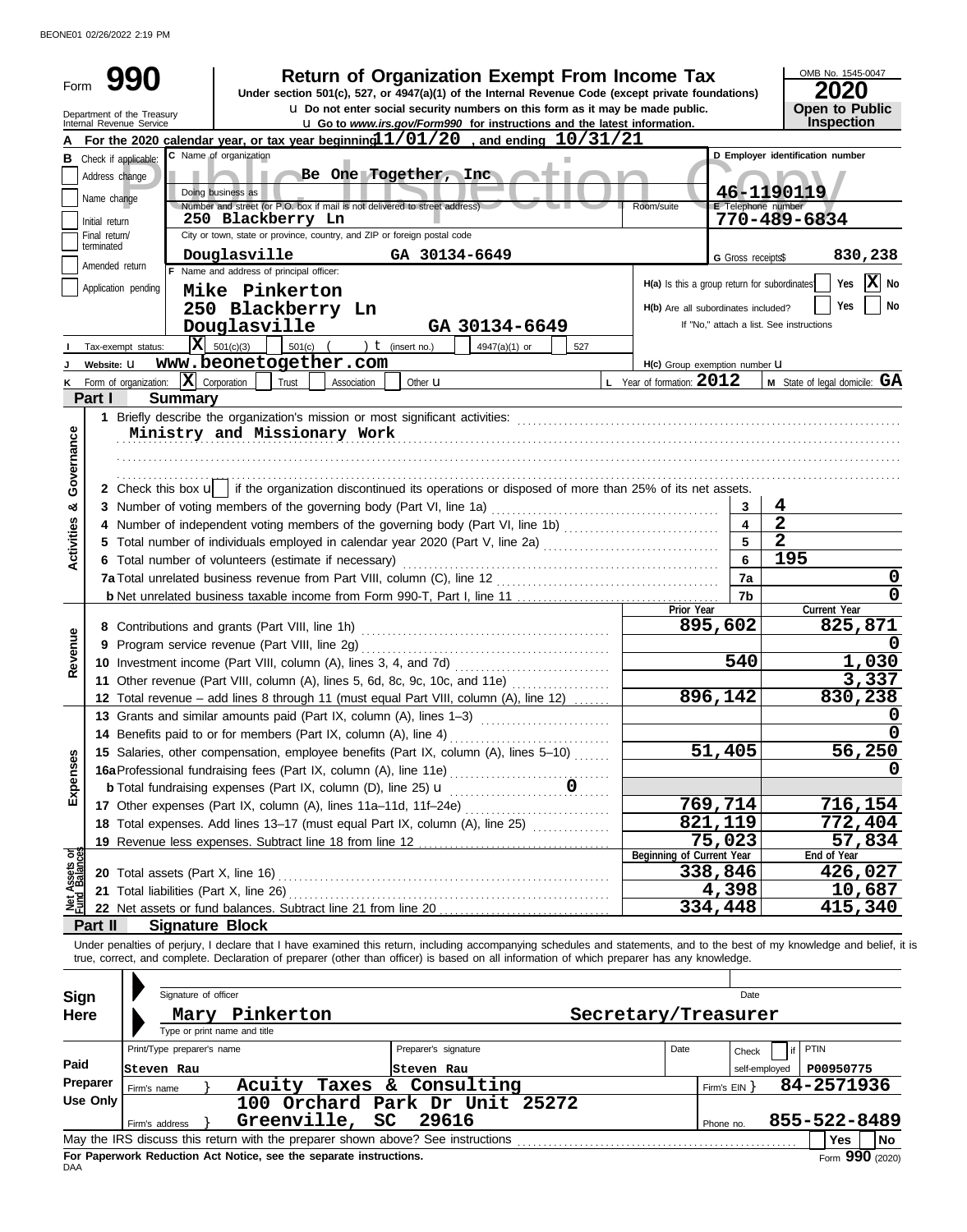BEONE01 02/26/2022 2:19 PM

# Form 990

## Return of Organization Exempt From Income Tax

**Under section 501(c), 527, or 4947(a)(1) of the Internal Revenue Code (except private foundations)**

u Do not enter social security numbers on this form as it may be made public.

u Go to *www.irs.gov/Form990* for instructions and the latest information.

Department of the Treasury
Internal Revenue Service

OMB No. 1545-0047

**2020**

**Open to Public Inspection**

**A** For the 2020 calendar year, or tax year beginning 11/01/20, and ending 10/31/21

**B** Check if applicable: Address change / Name change / Initial return / Final return/terminated / Amended return / Application pending

**C** Name of organization: Be One Together, Inc

Doing business as

Number and street (or P.O. box if mail is not delivered to street address): 250 Blackberry Ln — Room/suite

City or town, state or province, country, and ZIP or foreign postal code: Douglasville GA 30134-6649

**D** Employer identification number: 46-1190119

**E** Telephone number: 770-489-6834

**G** Gross receipts$ 830,238

**F** Name and address of principal officer:
Mike Pinkerton
250 Blackberry Ln
Douglasville GA 30134-6649

H(a) Is this a group return for subordinates? Yes [ ] No [X]

H(b) Are all subordinates included? Yes [ ] No [ ]
If "No," attach a list. See instructions

**I** Tax-exempt status: [X] 501(c)(3) [ ] 501(c) ( ) t (insert no.) [ ] 4947(a)(1) or [ ] 527

**J** Website: u www.beonetogether.com

H(c) Group exemption number u

**K** Form of organization: [X] Corporation [ ] Trust [ ] Association [ ] Other u

**L** Year of formation: 2012

**M** State of legal domicile: GA

### Part I — Summary

**Activities & Governance**

1 Briefly describe the organization's mission or most significant activities:
Ministry and Missionary Work

2 Check this box u [ ] if the organization discontinued its operations or disposed of more than 25% of its net assets.

| | | | |
|---|---|---|---|
| 3 | Number of voting members of the governing body (Part VI, line 1a) | 3 | 4 |
| 4 | Number of independent voting members of the governing body (Part VI, line 1b) | 4 | 2 |
| 5 | Total number of individuals employed in calendar year 2020 (Part V, line 2a) | 5 | 2 |
| 6 | Total number of volunteers (estimate if necessary) | 6 | 195 |
| 7a | Total unrelated business revenue from Part VIII, column (C), line 12 | 7a | 0 |
| b | Net unrelated business taxable income from Form 990-T, Part I, line 11 | 7b | 0 |

| | | Prior Year | Current Year |
|---|---|---|---|
| **Revenue** | | | |
| 8 | Contributions and grants (Part VIII, line 1h) | 895,602 | 825,871 |
| 9 | Program service revenue (Part VIII, line 2g) | | 0 |
| 10 | Investment income (Part VIII, column (A), lines 3, 4, and 7d) | 540 | 1,030 |
| 11 | Other revenue (Part VIII, column (A), lines 5, 6d, 8c, 9c, 10c, and 11e) | | 3,337 |
| 12 | Total revenue – add lines 8 through 11 (must equal Part VIII, column (A), line 12) | 896,142 | 830,238 |
| **Expenses** | | | |
| 13 | Grants and similar amounts paid (Part IX, column (A), lines 1–3) | | 0 |
| 14 | Benefits paid to or for members (Part IX, column (A), line 4) | | 0 |
| 15 | Salaries, other compensation, employee benefits (Part IX, column (A), lines 5–10) | 51,405 | 56,250 |
| 16a | Professional fundraising fees (Part IX, column (A), line 11e) | | 0 |
| b | Total fundraising expenses (Part IX, column (D), line 25) u 0 | | |
| 17 | Other expenses (Part IX, column (A), lines 11a–11d, 11f–24e) | 769,714 | 716,154 |
| 18 | Total expenses. Add lines 13–17 (must equal Part IX, column (A), line 25) | 821,119 | 772,404 |
| 19 | Revenue less expenses. Subtract line 18 from line 12 | 75,023 | 57,834 |
| **Net Assets or Fund Balances** | | **Beginning of Current Year** | **End of Year** |
| 20 | Total assets (Part X, line 16) | 338,846 | 426,027 |
| 21 | Total liabilities (Part X, line 26) | 4,398 | 10,687 |
| 22 | Net assets or fund balances. Subtract line 21 from line 20 | 334,448 | 415,340 |

### Part II — Signature Block

Under penalties of perjury, I declare that I have examined this return, including accompanying schedules and statements, and to the best of my knowledge and belief, it is true, correct, and complete. Declaration of preparer (other than officer) is based on all information of which preparer has any knowledge.

**Sign Here**

Signature of officer — Date

Mary Pinkerton — Secretary/Treasurer
Type or print name and title

**Paid Preparer Use Only**

| Print/Type preparer's name | Preparer's signature | Date | Check [ ] if self-employed | PTIN |
|---|---|---|---|---|
| Steven Rau | Steven Rau | | | P00950775 |

Firm's name } Acuity Taxes & Consulting — Firm's EIN } 84-2571936

Firm's address } 100 Orchard Park Dr Unit 25272, Greenville, SC 29616 — Phone no. 855-522-8489

May the IRS discuss this return with the preparer shown above? See instructions — [ ] Yes [ ] No

**For Paperwork Reduction Act Notice, see the separate instructions.**

DAA — Form **990** (2020)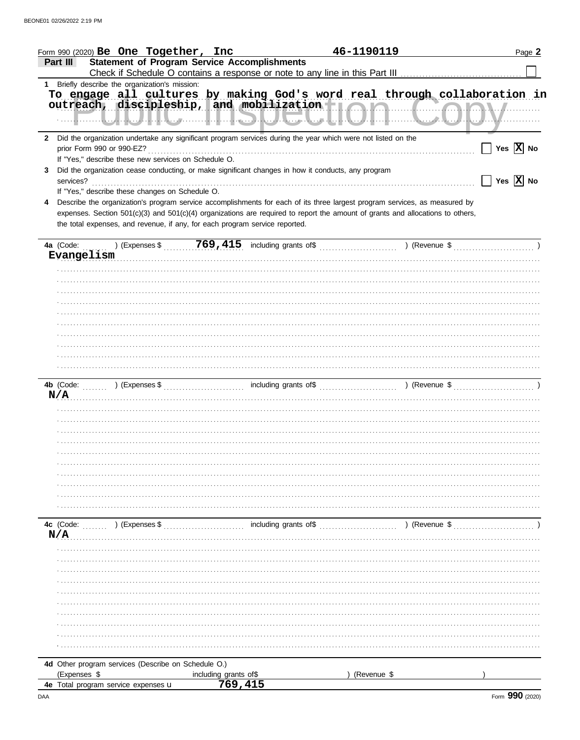Form 990 (2020) **Be One Together, Inc** **46-1190119** Page **2**

## Part III Statement of Program Service Accomplishments

Check if Schedule O contains a response or note to any line in this Part III ☐

**1** Briefly describe the organization's mission:

To engage all cultures by making God's word real through collaboration in outreach, discipleship, and mobilization

Public Inspection Copy

**2** Did the organization undertake any significant program services during the year which were not listed on the prior Form 990 or 990-EZ? ☐ Yes ☒ No

If "Yes," describe these new services on Schedule O.

**3** Did the organization cease conducting, or make significant changes in how it conducts, any program services? ☐ Yes ☒ No

If "Yes," describe these changes on Schedule O.

**4** Describe the organization's program service accomplishments for each of its three largest program services, as measured by expenses. Section 501(c)(3) and 501(c)(4) organizations are required to report the amount of grants and allocations to others, the total expenses, and revenue, if any, for each program service reported.

**4a** (Code: ) (Expenses $ **769,415** including grants of$ ) (Revenue $ )

Evangelism

**4b** (Code: ) (Expenses $ including grants of$ ) (Revenue $ )

N/A

**4c** (Code: ) (Expenses $ including grants of$ ) (Revenue $ )

N/A

**4d** Other program services (Describe on Schedule O.)

(Expenses $ including grants of$ ) (Revenue $ )

**4e** Total program service expenses **769,415**

Form **990** (2020)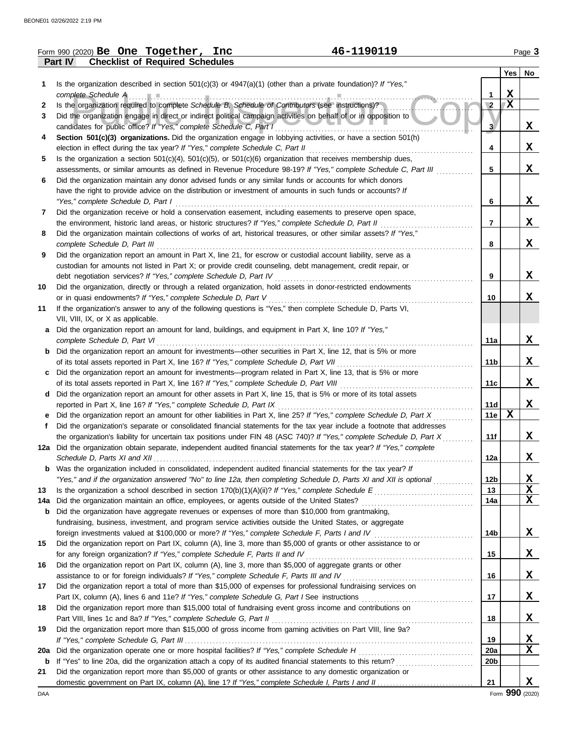Form 990 (2020) **Be One Together, Inc** **46-1190119** Page **3**

**Part IV Checklist of Required Schedules**

| | | | Yes | No |
|---|---|---|---|---|
| **1** | Is the organization described in section 501(c)(3) or 4947(a)(1) (other than a private foundation)? *If "Yes," complete Schedule A* | 1 | X | |
| **2** | Is the organization required to complete *Schedule B, Schedule of Contributors* (see instructions)? | 2 | X | |
| **3** | Did the organization engage in direct or indirect political campaign activities on behalf of or in opposition to candidates for public office? *If "Yes," complete Schedule C, Part I* | 3 | | X |
| **4** | **Section 501(c)(3) organizations.** Did the organization engage in lobbying activities, or have a section 501(h) election in effect during the tax year? *If "Yes," complete Schedule C, Part II* | 4 | | X |
| **5** | Is the organization a section 501(c)(4), 501(c)(5), or 501(c)(6) organization that receives membership dues, assessments, or similar amounts as defined in Revenue Procedure 98-19? *If "Yes," complete Schedule C, Part III* | 5 | | X |
| **6** | Did the organization maintain any donor advised funds or any similar funds or accounts for which donors have the right to provide advice on the distribution or investment of amounts in such funds or accounts? *If "Yes," complete Schedule D, Part I* | 6 | | X |
| **7** | Did the organization receive or hold a conservation easement, including easements to preserve open space, the environment, historic land areas, or historic structures? *If "Yes," complete Schedule D, Part II* | 7 | | X |
| **8** | Did the organization maintain collections of works of art, historical treasures, or other similar assets? *If "Yes," complete Schedule D, Part III* | 8 | | X |
| **9** | Did the organization report an amount in Part X, line 21, for escrow or custodial account liability, serve as a custodian for amounts not listed in Part X; or provide credit counseling, debt management, credit repair, or debt negotiation services? *If "Yes," complete Schedule D, Part IV* | 9 | | X |
| **10** | Did the organization, directly or through a related organization, hold assets in donor-restricted endowments or in quasi endowments? *If "Yes," complete Schedule D, Part V* | 10 | | X |
| **11** | If the organization's answer to any of the following questions is "Yes," then complete Schedule D, Parts VI, VII, VIII, IX, or X as applicable. | | | |
| **a** | Did the organization report an amount for land, buildings, and equipment in Part X, line 10? *If "Yes," complete Schedule D, Part VI* | 11a | | X |
| **b** | Did the organization report an amount for investments—other securities in Part X, line 12, that is 5% or more of its total assets reported in Part X, line 16? *If "Yes," complete Schedule D, Part VII* | 11b | | X |
| **c** | Did the organization report an amount for investments—program related in Part X, line 13, that is 5% or more of its total assets reported in Part X, line 16? *If "Yes," complete Schedule D, Part VIII* | 11c | | X |
| **d** | Did the organization report an amount for other assets in Part X, line 15, that is 5% or more of its total assets reported in Part X, line 16? *If "Yes," complete Schedule D, Part IX* | 11d | | X |
| **e** | Did the organization report an amount for other liabilities in Part X, line 25? *If "Yes," complete Schedule D, Part X* | 11e | X | |
| **f** | Did the organization's separate or consolidated financial statements for the tax year include a footnote that addresses the organization's liability for uncertain tax positions under FIN 48 (ASC 740)? *If "Yes," complete Schedule D, Part X* | 11f | | X |
| **12a** | Did the organization obtain separate, independent audited financial statements for the tax year? *If "Yes," complete Schedule D, Parts XI and XII* | 12a | | X |
| **b** | Was the organization included in consolidated, independent audited financial statements for the tax year? *If "Yes," and if the organization answered "No" to line 12a, then completing Schedule D, Parts XI and XII is optional* | 12b | | X |
| **13** | Is the organization a school described in section 170(b)(1)(A)(ii)? *If "Yes," complete Schedule E* | 13 | | X |
| **14a** | Did the organization maintain an office, employees, or agents outside of the United States? | 14a | | X |
| **b** | Did the organization have aggregate revenues or expenses of more than $10,000 from grantmaking, fundraising, business, investment, and program service activities outside the United States, or aggregate foreign investments valued at $100,000 or more? *If "Yes," complete Schedule F, Parts I and IV* | 14b | | X |
| **15** | Did the organization report on Part IX, column (A), line 3, more than $5,000 of grants or other assistance to or for any foreign organization? *If "Yes," complete Schedule F, Parts II and IV* | 15 | | X |
| **16** | Did the organization report on Part IX, column (A), line 3, more than $5,000 of aggregate grants or other assistance to or for foreign individuals? *If "Yes," complete Schedule F, Parts III and IV* | 16 | | X |
| **17** | Did the organization report a total of more than $15,000 of expenses for professional fundraising services on Part IX, column (A), lines 6 and 11e? *If "Yes," complete Schedule G, Part I* See instructions | 17 | | X |
| **18** | Did the organization report more than $15,000 total of fundraising event gross income and contributions on Part VIII, lines 1c and 8a? *If "Yes," complete Schedule G, Part II* | 18 | | X |
| **19** | Did the organization report more than $15,000 of gross income from gaming activities on Part VIII, line 9a? *If "Yes," complete Schedule G, Part III* | 19 | | X |
| **20a** | Did the organization operate one or more hospital facilities? *If "Yes," complete Schedule H* | 20a | | X |
| **b** | If "Yes" to line 20a, did the organization attach a copy of its audited financial statements to this return? | 20b | | |
| **21** | Did the organization report more than $5,000 of grants or other assistance to any domestic organization or domestic government on Part IX, column (A), line 1? *If "Yes," complete Schedule I, Parts I and II* | 21 | | X |

Form **990** (2020)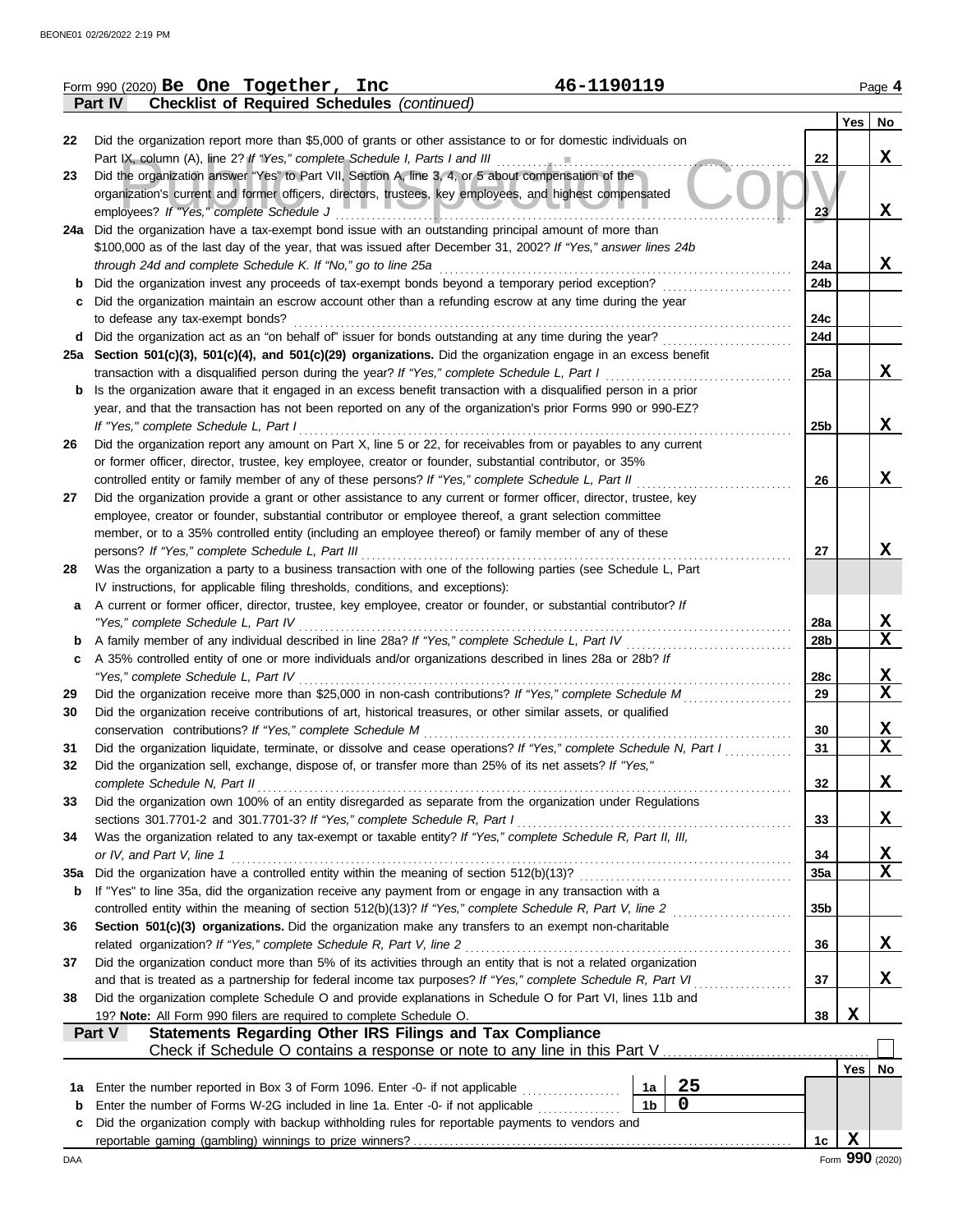Form 990 (2020) **Be One Together, Inc** **46-1190119**

**Part IV Checklist of Required Schedules** *(continued)*

| | | | Yes | No |
|---|---|---|---|---|
| 22 | Did the organization report more than $5,000 of grants or other assistance to or for domestic individuals on Part IX, column (A), line 2? *If "Yes," complete Schedule I, Parts I and III* | 22 | | X |
| 23 | Did the organization answer "Yes" to Part VII, Section A, line 3, 4, or 5 about compensation of the organization's current and former officers, directors, trustees, key employees, and highest compensated employees? *If "Yes," complete Schedule J* | 23 | | X |
| 24a | Did the organization have a tax-exempt bond issue with an outstanding principal amount of more than $100,000 as of the last day of the year, that was issued after December 31, 2002? *If "Yes," answer lines 24b through 24d and complete Schedule K. If "No," go to line 25a* | 24a | | X |
| b | Did the organization invest any proceeds of tax-exempt bonds beyond a temporary period exception? | 24b | | |
| c | Did the organization maintain an escrow account other than a refunding escrow at any time during the year to defease any tax-exempt bonds? | 24c | | |
| d | Did the organization act as an "on behalf of" issuer for bonds outstanding at any time during the year? | 24d | | |
| 25a | **Section 501(c)(3), 501(c)(4), and 501(c)(29) organizations.** Did the organization engage in an excess benefit transaction with a disqualified person during the year? *If "Yes," complete Schedule L, Part I* | 25a | | X |
| b | Is the organization aware that it engaged in an excess benefit transaction with a disqualified person in a prior year, and that the transaction has not been reported on any of the organization's prior Forms 990 or 990-EZ? *If "Yes," complete Schedule L, Part I* | 25b | | X |
| 26 | Did the organization report any amount on Part X, line 5 or 22, for receivables from or payables to any current or former officer, director, trustee, key employee, creator or founder, substantial contributor, or 35% controlled entity or family member of any of these persons? *If "Yes," complete Schedule L, Part II* | 26 | | X |
| 27 | Did the organization provide a grant or other assistance to any current or former officer, director, trustee, key employee, creator or founder, substantial contributor or employee thereof, a grant selection committee member, or to a 35% controlled entity (including an employee thereof) or family member of any of these persons? *If "Yes," complete Schedule L, Part III* | 27 | | X |
| 28 | Was the organization a party to a business transaction with one of the following parties (see Schedule L, Part IV instructions, for applicable filing thresholds, conditions, and exceptions): | | | |
| a | A current or former officer, director, trustee, key employee, creator or founder, or substantial contributor? *If "Yes," complete Schedule L, Part IV* | 28a | | X |
| b | A family member of any individual described in line 28a? *If "Yes," complete Schedule L, Part IV* | 28b | | X |
| c | A 35% controlled entity of one or more individuals and/or organizations described in lines 28a or 28b? *If "Yes," complete Schedule L, Part IV* | 28c | | X |
| 29 | Did the organization receive more than $25,000 in non-cash contributions? *If "Yes," complete Schedule M* | 29 | | X |
| 30 | Did the organization receive contributions of art, historical treasures, or other similar assets, or qualified conservation contributions? *If "Yes," complete Schedule M* | 30 | | X |
| 31 | Did the organization liquidate, terminate, or dissolve and cease operations? *If "Yes," complete Schedule N, Part I* | 31 | | X |
| 32 | Did the organization sell, exchange, dispose of, or transfer more than 25% of its net assets? *If "Yes," complete Schedule N, Part II* | 32 | | X |
| 33 | Did the organization own 100% of an entity disregarded as separate from the organization under Regulations sections 301.7701-2 and 301.7701-3? *If "Yes," complete Schedule R, Part I* | 33 | | X |
| 34 | Was the organization related to any tax-exempt or taxable entity? *If "Yes," complete Schedule R, Part II, III, or IV, and Part V, line 1* | 34 | | X |
| 35a | Did the organization have a controlled entity within the meaning of section 512(b)(13)? | 35a | | X |
| b | If "Yes" to line 35a, did the organization receive any payment from or engage in any transaction with a controlled entity within the meaning of section 512(b)(13)? *If "Yes," complete Schedule R, Part V, line 2* | 35b | | |
| 36 | **Section 501(c)(3) organizations.** Did the organization make any transfers to an exempt non-charitable related organization? *If "Yes," complete Schedule R, Part V, line 2* | 36 | | X |
| 37 | Did the organization conduct more than 5% of its activities through an entity that is not a related organization and that is treated as a partnership for federal income tax purposes? *If "Yes," complete Schedule R, Part VI* | 37 | | X |
| 38 | Did the organization complete Schedule O and provide explanations in Schedule O for Part VI, lines 11b and 19? **Note:** All Form 990 filers are required to complete Schedule O. | 38 | X | |

**Part V Statements Regarding Other IRS Filings and Tax Compliance**

Check if Schedule O contains a response or note to any line in this Part V ☐

| | | | | | Yes | No |
|---|---|---|---|---|---|---|
| 1a | Enter the number reported in Box 3 of Form 1096. Enter -0- if not applicable | 1a | 25 | | | |
| b | Enter the number of Forms W-2G included in line 1a. Enter -0- if not applicable | 1b | 0 | | | |
| c | Did the organization comply with backup withholding rules for reportable payments to vendors and reportable gaming (gambling) winnings to prize winners? | | | 1c | X | |

Form **990** (2020)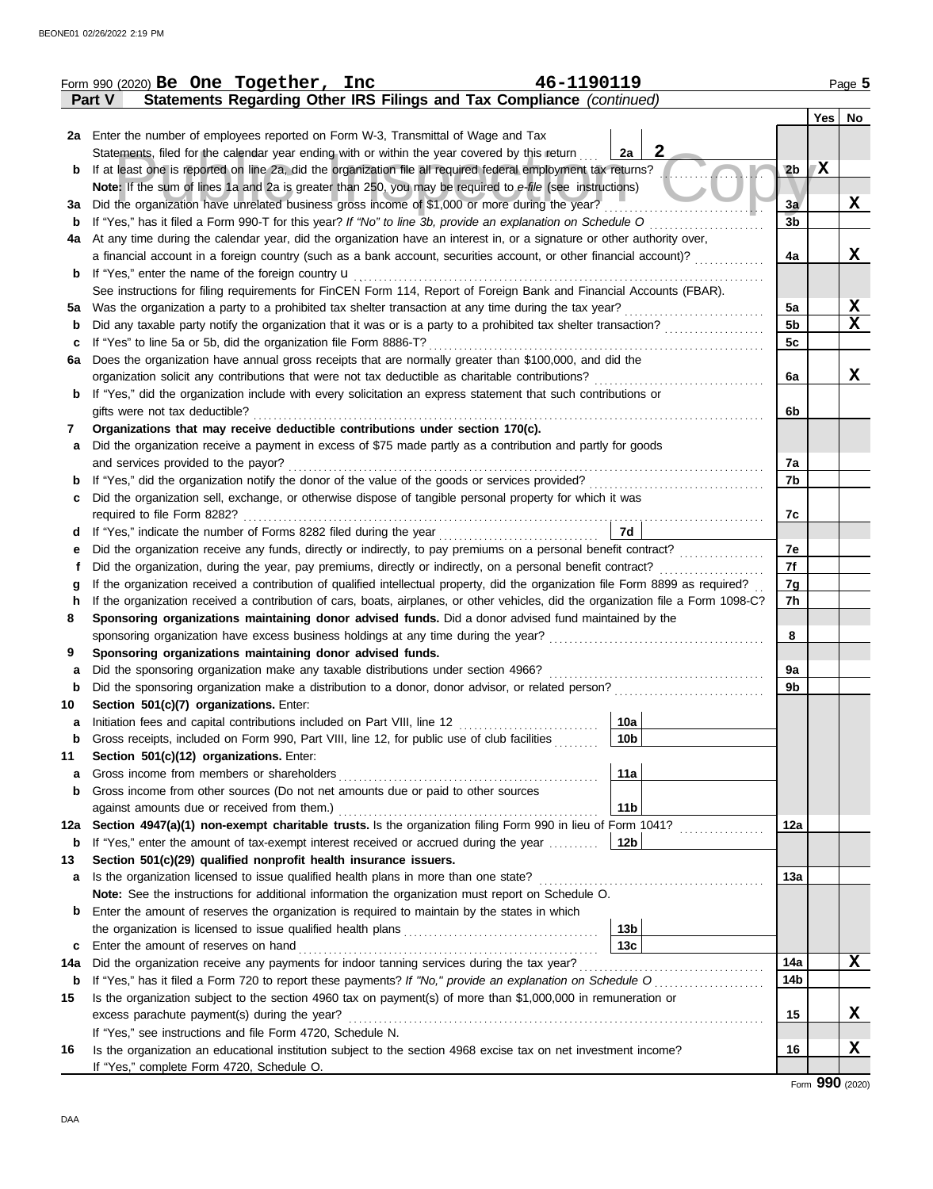Form 990 (2020) **Be One Together, Inc** **46-1190119**

**Part V Statements Regarding Other IRS Filings and Tax Compliance** *(continued)*

| | | | | | Yes | No |
|---|---|---|---|---|---|---|
| **2a** | Enter the number of employees reported on Form W-3, Transmittal of Wage and Tax Statements, filed for the calendar year ending with or within the year covered by this return | 2a | 2 | | | |
| **b** | If at least one is reported on line 2a, did the organization file all required federal employment tax returns? | | | 2b | X | |
| | **Note:** If the sum of lines 1a and 2a is greater than 250, you may be required to *e-file* (see instructions) | | | | | |
| **3a** | Did the organization have unrelated business gross income of $1,000 or more during the year? | | | 3a | | X |
| **b** | If "Yes," has it filed a Form 990-T for this year? *If "No" to line 3b, provide an explanation on Schedule O* | | | 3b | | |
| **4a** | At any time during the calendar year, did the organization have an interest in, or a signature or other authority over, a financial account in a foreign country (such as a bank account, securities account, or other financial account)? | | | 4a | | X |
| **b** | If "Yes," enter the name of the foreign country u | | | | | |
| | See instructions for filing requirements for FinCEN Form 114, Report of Foreign Bank and Financial Accounts (FBAR). | | | | | |
| **5a** | Was the organization a party to a prohibited tax shelter transaction at any time during the tax year? | | | 5a | | X |
| **b** | Did any taxable party notify the organization that it was or is a party to a prohibited tax shelter transaction? | | | 5b | | X |
| **c** | If "Yes" to line 5a or 5b, did the organization file Form 8886-T? | | | 5c | | |
| **6a** | Does the organization have annual gross receipts that are normally greater than $100,000, and did the organization solicit any contributions that were not tax deductible as charitable contributions? | | | 6a | | X |
| **b** | If "Yes," did the organization include with every solicitation an express statement that such contributions or gifts were not tax deductible? | | | 6b | | |
| **7** | **Organizations that may receive deductible contributions under section 170(c).** | | | | | |
| **a** | Did the organization receive a payment in excess of $75 made partly as a contribution and partly for goods and services provided to the payor? | | | 7a | | |
| **b** | If "Yes," did the organization notify the donor of the value of the goods or services provided? | | | 7b | | |
| **c** | Did the organization sell, exchange, or otherwise dispose of tangible personal property for which it was required to file Form 8282? | | | 7c | | |
| **d** | If "Yes," indicate the number of Forms 8282 filed during the year | 7d | | | | |
| **e** | Did the organization receive any funds, directly or indirectly, to pay premiums on a personal benefit contract? | | | 7e | | |
| **f** | Did the organization, during the year, pay premiums, directly or indirectly, on a personal benefit contract? | | | 7f | | |
| **g** | If the organization received a contribution of qualified intellectual property, did the organization file Form 8899 as required? | | | 7g | | |
| **h** | If the organization received a contribution of cars, boats, airplanes, or other vehicles, did the organization file a Form 1098-C? | | | 7h | | |
| **8** | **Sponsoring organizations maintaining donor advised funds.** Did a donor advised fund maintained by the sponsoring organization have excess business holdings at any time during the year? | | | 8 | | |
| **9** | **Sponsoring organizations maintaining donor advised funds.** | | | | | |
| **a** | Did the sponsoring organization make any taxable distributions under section 4966? | | | 9a | | |
| **b** | Did the sponsoring organization make a distribution to a donor, donor advisor, or related person? | | | 9b | | |
| **10** | **Section 501(c)(7) organizations.** Enter: | | | | | |
| **a** | Initiation fees and capital contributions included on Part VIII, line 12 | 10a | | | | |
| **b** | Gross receipts, included on Form 990, Part VIII, line 12, for public use of club facilities | 10b | | | | |
| **11** | **Section 501(c)(12) organizations.** Enter: | | | | | |
| **a** | Gross income from members or shareholders | 11a | | | | |
| **b** | Gross income from other sources (Do not net amounts due or paid to other sources against amounts due or received from them.) | 11b | | | | |
| **12a** | **Section 4947(a)(1) non-exempt charitable trusts.** Is the organization filing Form 990 in lieu of Form 1041? | | | 12a | | |
| **b** | If "Yes," enter the amount of tax-exempt interest received or accrued during the year | 12b | | | | |
| **13** | **Section 501(c)(29) qualified nonprofit health insurance issuers.** | | | | | |
| **a** | Is the organization licensed to issue qualified health plans in more than one state? | | | 13a | | |
| | **Note:** See the instructions for additional information the organization must report on Schedule O. | | | | | |
| **b** | Enter the amount of reserves the organization is required to maintain by the states in which the organization is licensed to issue qualified health plans | 13b | | | | |
| **c** | Enter the amount of reserves on hand | 13c | | | | |
| **14a** | Did the organization receive any payments for indoor tanning services during the tax year? | | | 14a | | X |
| **b** | If "Yes," has it filed a Form 720 to report these payments? *If "No," provide an explanation on Schedule O* | | | 14b | | |
| **15** | Is the organization subject to the section 4960 tax on payment(s) of more than $1,000,000 in remuneration or excess parachute payment(s) during the year? | | | 15 | | X |
| | If "Yes," see instructions and file Form 4720, Schedule N. | | | | | |
| **16** | Is the organization an educational institution subject to the section 4968 excise tax on net investment income? | | | 16 | | X |
| | If "Yes," complete Form 4720, Schedule O. | | | | | |

Form **990** (2020)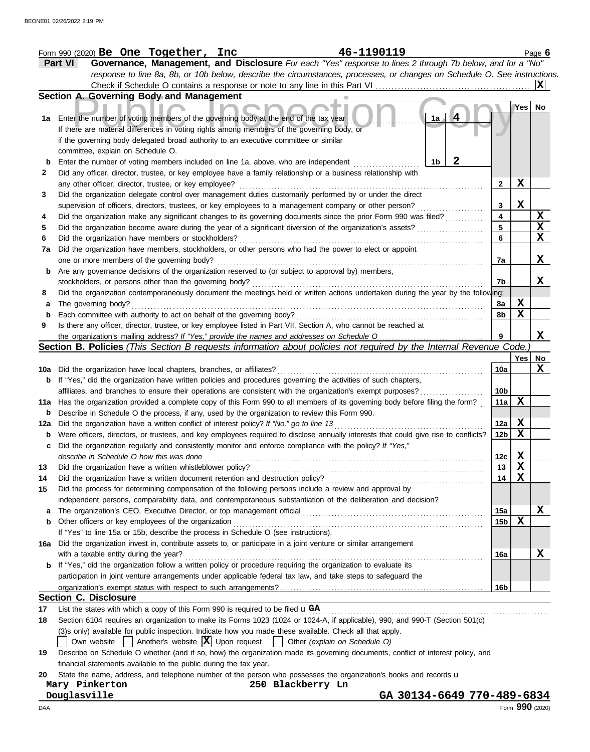Form 990 (2020) **Be One Together, Inc** **46-1190119**

## Part VI Governance, Management, and Disclosure

*For each "Yes" response to lines 2 through 7b below, and for a "No" response to line 8a, 8b, or 10b below, describe the circumstances, processes, or changes on Schedule O. See instructions.*

Check if Schedule O contains a response or note to any line in this Part VI .......... **X**

### Section A. Governing Body and Management

| | | Line | Yes | No |
|---|---|---|---|---|
| **1a** | Enter the number of voting members of the governing body at the end of the tax year ..... 1a **4** <br> If there are material differences in voting rights among members of the governing body, or if the governing body delegated broad authority to an executive committee or similar committee, explain on Schedule O. | | | |
| **b** | Enter the number of voting members included on line 1a, above, who are independent ..... 1b **2** | | | |
| **2** | Did any officer, director, trustee, or key employee have a family relationship or a business relationship with any other officer, director, trustee, or key employee? | 2 | X | |
| **3** | Did the organization delegate control over management duties customarily performed by or under the direct supervision of officers, directors, trustees, or key employees to a management company or other person? | 3 | X | |
| **4** | Did the organization make any significant changes to its governing documents since the prior Form 990 was filed? | 4 | | X |
| **5** | Did the organization become aware during the year of a significant diversion of the organization's assets? | 5 | | X |
| **6** | Did the organization have members or stockholders? | 6 | | X |
| **7a** | Did the organization have members, stockholders, or other persons who had the power to elect or appoint one or more members of the governing body? | 7a | | X |
| **b** | Are any governance decisions of the organization reserved to (or subject to approval by) members, stockholders, or persons other than the governing body? | 7b | | X |
| **8** | Did the organization contemporaneously document the meetings held or written actions undertaken during the year by the following: | | | |
| **a** | The governing body? | 8a | X | |
| **b** | Each committee with authority to act on behalf of the governing body? | 8b | X | |
| **9** | Is there any officer, director, trustee, or key employee listed in Part VII, Section A, who cannot be reached at the organization's mailing address? *If "Yes," provide the names and addresses on Schedule O* | 9 | | X |

### Section B. Policies *(This Section B requests information about policies not required by the Internal Revenue Code.)*

| | | Line | Yes | No |
|---|---|---|---|---|
| **10a** | Did the organization have local chapters, branches, or affiliates? | 10a | | X |
| **b** | If "Yes," did the organization have written policies and procedures governing the activities of such chapters, affiliates, and branches to ensure their operations are consistent with the organization's exempt purposes? | 10b | | |
| **11a** | Has the organization provided a complete copy of this Form 990 to all members of its governing body before filing the form? | 11a | X | |
| **b** | Describe in Schedule O the process, if any, used by the organization to review this Form 990. | | | |
| **12a** | Did the organization have a written conflict of interest policy? *If "No," go to line 13* | 12a | X | |
| **b** | Were officers, directors, or trustees, and key employees required to disclose annually interests that could give rise to conflicts? | 12b | X | |
| **c** | Did the organization regularly and consistently monitor and enforce compliance with the policy? *If "Yes," describe in Schedule O how this was done* | 12c | X | |
| **13** | Did the organization have a written whistleblower policy? | 13 | X | |
| **14** | Did the organization have a written document retention and destruction policy? | 14 | X | |
| **15** | Did the process for determining compensation of the following persons include a review and approval by independent persons, comparability data, and contemporaneous substantiation of the deliberation and decision? | | | |
| **a** | The organization's CEO, Executive Director, or top management official | 15a | | X |
| **b** | Other officers or key employees of the organization <br> If "Yes" to line 15a or 15b, describe the process in Schedule O (see instructions). | 15b | X | |
| **16a** | Did the organization invest in, contribute assets to, or participate in a joint venture or similar arrangement with a taxable entity during the year? | 16a | | X |
| **b** | If "Yes," did the organization follow a written policy or procedure requiring the organization to evaluate its participation in joint venture arrangements under applicable federal tax law, and take steps to safeguard the organization's exempt status with respect to such arrangements? | 16b | | |

### Section C. Disclosure

**17** List the states with which a copy of this Form 990 is required to be filed u **GA**

**18** Section 6104 requires an organization to make its Forms 1023 (1024 or 1024-A, if applicable), 990, and 990-T (Section 501(c)(3)s only) available for public inspection. Indicate how you made these available. Check all that apply.

☐ Own website ☐ Another's website ☒ Upon request ☐ Other *(explain on Schedule O)*

**19** Describe on Schedule O whether (and if so, how) the organization made its governing documents, conflict of interest policy, and financial statements available to the public during the tax year.

**20** State the name, address, and telephone number of the person who possesses the organization's books and records u

**Mary Pinkerton** **250 Blackberry Ln**
**Douglasville** **GA 30134-6649 770-489-6834**

Form **990** (2020)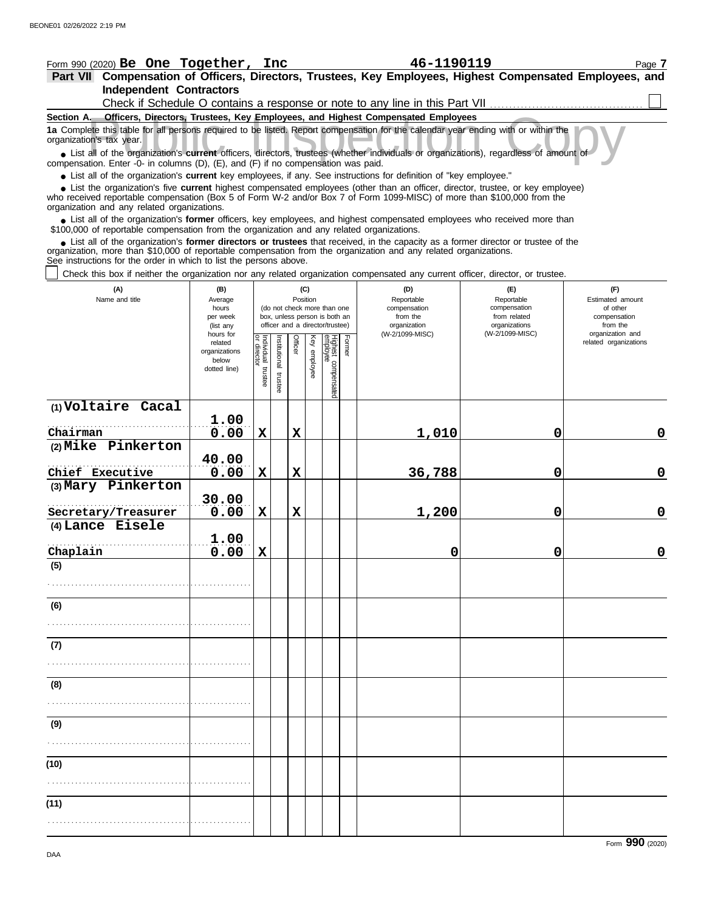Form 990 (2020) **Be One Together, Inc** **46-1190119**

## Part VII Compensation of Officers, Directors, Trustees, Key Employees, Highest Compensated Employees, and Independent Contractors

Check if Schedule O contains a response or note to any line in this Part VII ☐

**Section A. Officers, Directors, Trustees, Key Employees, and Highest Compensated Employees**

**1a** Complete this table for all persons required to be listed. Report compensation for the calendar year ending with or within the organization's tax year.

- List all of the organization's **current** officers, directors, trustees (whether individuals or organizations), regardless of amount of compensation. Enter -0- in columns (D), (E), and (F) if no compensation was paid.
- List all of the organization's **current** key employees, if any. See instructions for definition of "key employee."
- List the organization's five **current** highest compensated employees (other than an officer, director, trustee, or key employee) who received reportable compensation (Box 5 of Form W-2 and/or Box 7 of Form 1099-MISC) of more than $100,000 from the organization and any related organizations.
- List all of the organization's **former** officers, key employees, and highest compensated employees who received more than $100,000 of reportable compensation from the organization and any related organizations.
- List all of the organization's **former directors or trustees** that received, in the capacity as a former director or trustee of the organization, more than $10,000 of reportable compensation from the organization and any related organizations.

See instructions for the order in which to list the persons above.

☐ Check this box if neither the organization nor any related organization compensated any current officer, director, or trustee.

| (A) Name and title | (B) Average hours per week (list any hours for related organizations below dotted line) | (C) Position: Individual trustee or director | Institutional trustee | Officer | Key employee | Highest compensated employee | Former | (D) Reportable compensation from the organization (W-2/1099-MISC) | (E) Reportable compensation from related organizations (W-2/1099-MISC) | (F) Estimated amount of other compensation from the organization and related organizations |
|---|---|---|---|---|---|---|---|---|---|---|
| (1) Voltaire Cacal<br>Chairman | 1.00<br>0.00 | X | | X | | | | 1,010 | 0 | 0 |
| (2) Mike Pinkerton<br>Chief Executive | 40.00<br>0.00 | X | | X | | | | 36,788 | 0 | 0 |
| (3) Mary Pinkerton<br>Secretary/Treasurer | 30.00<br>0.00 | X | | X | | | | 1,200 | 0 | 0 |
| (4) Lance Eisele<br>Chaplain | 1.00<br>0.00 | X | | | | | | 0 | 0 | 0 |
| (5) | | | | | | | | | | |
| (6) | | | | | | | | | | |
| (7) | | | | | | | | | | |
| (8) | | | | | | | | | | |
| (9) | | | | | | | | | | |
| (10) | | | | | | | | | | |
| (11) | | | | | | | | | | |

Form **990** (2020)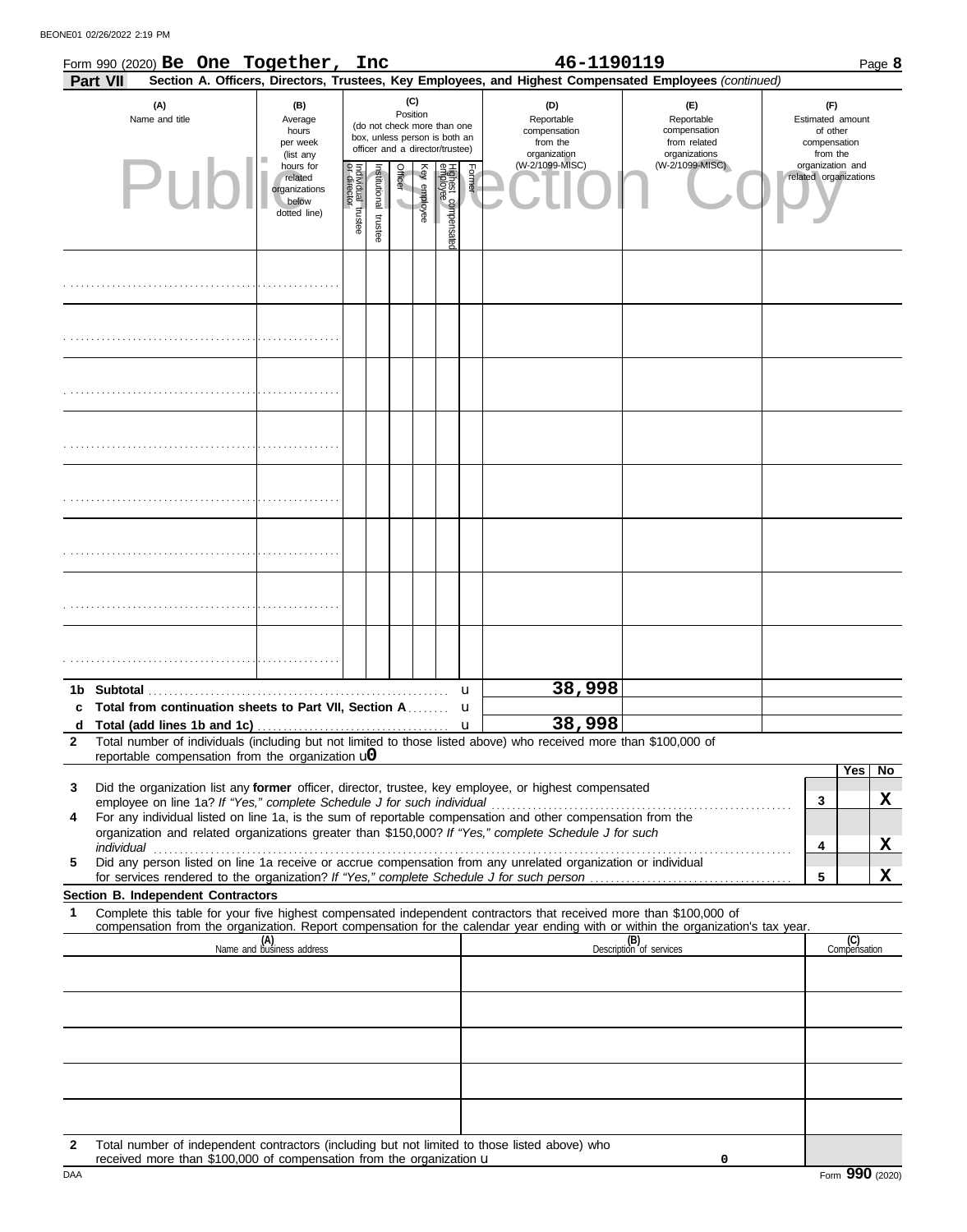Form 990 (2020) **Be One Together, Inc** **46-1190119** Page **8**

**Part VII** **Section A. Officers, Directors, Trustees, Key Employees, and Highest Compensated Employees** *(continued)*

| (A) Name and title | (B) Average hours per week (list any hours for related organizations below dotted line) | (C) Position: Individual trustee or director | Institutional trustee | Officer | Key employee | Highest compensated employee | Former | (D) Reportable compensation from the organization (W-2/1099-MISC) | (E) Reportable compensation from related organizations (W-2/1099-MISC) | (F) Estimated amount of other compensation from the organization and related organizations |
|---|---|---|---|---|---|---|---|---|---|---|
| | | | | | | | | | | |
| | | | | | | | | | | |
| | | | | | | | | | | |
| | | | | | | | | | | |
| | | | | | | | | | | |
| | | | | | | | | | | |
| | | | | | | | | | | |
| | | | | | | | | | | |

| | | | | |
|---|---|---|---|---|
| **1b** | **Subtotal** | 38,998 | | |
| **c** | **Total from continuation sheets to Part VII, Section A** | | | |
| **d** | **Total (add lines 1b and 1c)** | 38,998 | | |

**2** Total number of individuals (including but not limited to those listed above) who received more than $100,000 of reportable compensation from the organization 0

| | | | Yes | No |
|---|---|---|---|---|
| **3** | Did the organization list any **former** officer, director, trustee, key employee, or highest compensated employee on line 1a? *If "Yes," complete Schedule J for such individual* | 3 | | X |
| **4** | For any individual listed on line 1a, is the sum of reportable compensation and other compensation from the organization and related organizations greater than $150,000? *If "Yes," complete Schedule J for such individual* | 4 | | X |
| **5** | Did any person listed on line 1a receive or accrue compensation from any unrelated organization or individual for services rendered to the organization? *If "Yes," complete Schedule J for such person* | 5 | | X |

**Section B. Independent Contractors**

**1** Complete this table for your five highest compensated independent contractors that received more than $100,000 of compensation from the organization. Report compensation for the calendar year ending with or within the organization's tax year.

| (A) Name and business address | (B) Description of services | (C) Compensation |
|---|---|---|
| | | |
| | | |
| | | |
| | | |
| | | |

**2** Total number of independent contractors (including but not limited to those listed above) who received more than $100,000 of compensation from the organization 0

DAA Form **990** (2020)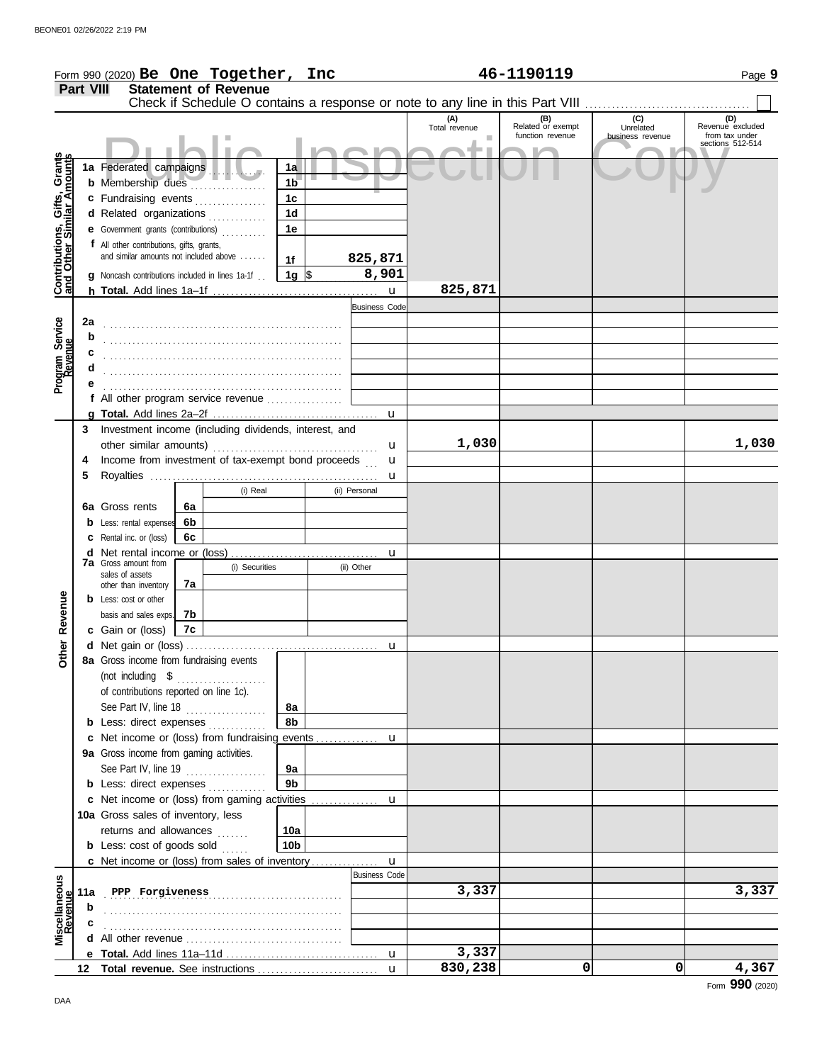Form 990 (2020) **Be One Together, Inc** **46-1190119** Page **9**

**Part VIII Statement of Revenue**

Check if Schedule O contains a response or note to any line in this Part VIII ☐

Public Inspection Copy

| | | | (A) Total revenue | (B) Related or exempt function revenue | (C) Unrelated business revenue | (D) Revenue excluded from tax under sections 512-514 |
|---|---|---|---|---|---|---|
| **Contributions, Gifts, Grants and Other Similar Amounts** | 1a Federated campaigns | 1a | | | | |
| | b Membership dues | 1b | | | | |
| | c Fundraising events | 1c | | | | |
| | d Related organizations | 1d | | | | |
| | e Government grants (contributions) | 1e | | | | |
| | f All other contributions, gifts, grants, and similar amounts not included above | 1f 825,871 | | | | |
| | g Noncash contributions included in lines 1a-1f | 1g $ 8,901 | | | | |
| | h **Total.** Add lines 1a–1f | u | 825,871 | | | |
| **Program Service Revenue** | | Business Code | | | | |
| | 2a | | | | | |
| | b | | | | | |
| | c | | | | | |
| | d | | | | | |
| | e | | | | | |
| | f All other program service revenue | | | | | |
| | g **Total.** Add lines 2a–2f | u | | | | |
| **Other Revenue** | 3 Investment income (including dividends, interest, and other similar amounts) | u | 1,030 | | | 1,030 |
| | 4 Income from investment of tax-exempt bond proceeds | u | | | | |
| | 5 Royalties | u | | | | |
| | 6a Gross rents — 6a (i) Real / (ii) Personal | | | | | |
| | b Less: rental expenses — 6b | | | | | |
| | c Rental inc. or (loss) — 6c | | | | | |
| | d Net rental income or (loss) | u | | | | |
| | 7a Gross amount from sales of assets other than inventory — 7a (i) Securities / (ii) Other | | | | | |
| | b Less: cost or other basis and sales exps. — 7b | | | | | |
| | c Gain or (loss) — 7c | | | | | |
| | d Net gain or (loss) | u | | | | |
| | 8a Gross income from fundraising events (not including $ ........ of contributions reported on line 1c). See Part IV, line 18 | 8a | | | | |
| | b Less: direct expenses | 8b | | | | |
| | c Net income or (loss) from fundraising events | u | | | | |
| | 9a Gross income from gaming activities. See Part IV, line 19 | 9a | | | | |
| | b Less: direct expenses | 9b | | | | |
| | c Net income or (loss) from gaming activities | u | | | | |
| | 10a Gross sales of inventory, less returns and allowances | 10a | | | | |
| | b Less: cost of goods sold | 10b | | | | |
| | c Net income or (loss) from sales of inventory | u | | | | |
| **Miscellaneous Revenue** | | Business Code | | | | |
| | 11a PPP Forgiveness | | 3,337 | | | 3,337 |
| | b | | | | | |
| | c | | | | | |
| | d All other revenue | | | | | |
| | e **Total.** Add lines 11a–11d | u | 3,337 | | | |
| | 12 **Total revenue.** See instructions | u | 830,238 | 0 | 0 | 4,367 |

Form **990** (2020)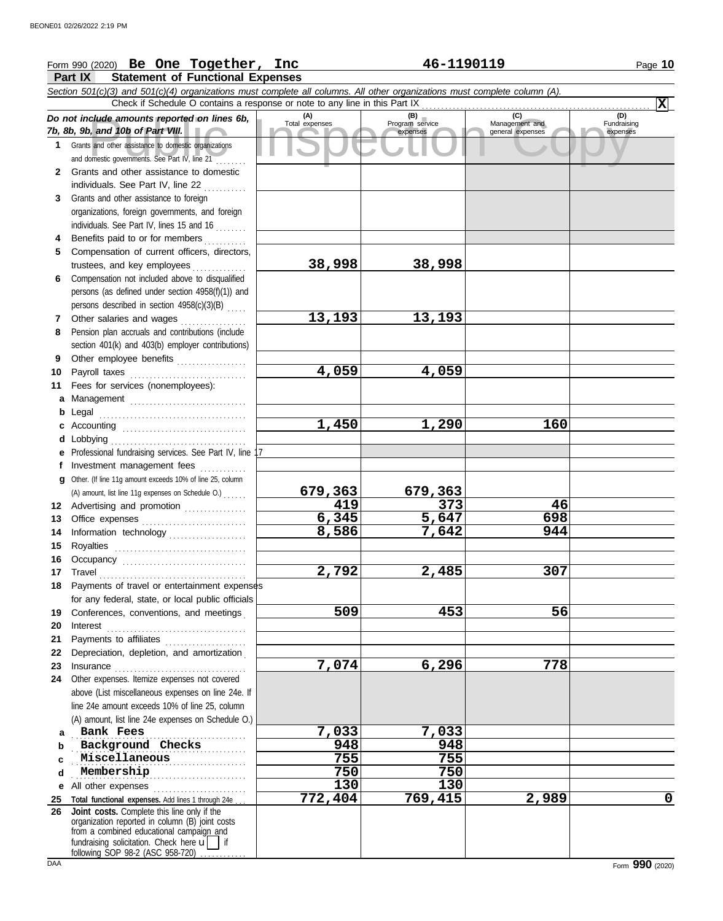Form 990 (2020) **Be One Together, Inc** **46-1190119**

## Part IX Statement of Functional Expenses

*Section 501(c)(3) and 501(c)(4) organizations must complete all columns. All other organizations must complete column (A).*

Check if Schedule O contains a response or note to any line in this Part IX . . . . . [X]

| *Do not include amounts reported on lines 6b, 7b, 8b, 9b, and 10b of Part VIII.* | (A) Total expenses | (B) Program service expenses | (C) Management and general expenses | (D) Fundraising expenses |
|---|---|---|---|---|
| **1** Grants and other assistance to domestic organizations and domestic governments. See Part IV, line 21 | | | | |
| **2** Grants and other assistance to domestic individuals. See Part IV, line 22 | | | | |
| **3** Grants and other assistance to foreign organizations, foreign governments, and foreign individuals. See Part IV, lines 15 and 16 | | | | |
| **4** Benefits paid to or for members | | | | |
| **5** Compensation of current officers, directors, trustees, and key employees | 38,998 | 38,998 | | |
| **6** Compensation not included above to disqualified persons (as defined under section 4958(f)(1)) and persons described in section 4958(c)(3)(B) | | | | |
| **7** Other salaries and wages | 13,193 | 13,193 | | |
| **8** Pension plan accruals and contributions (include section 401(k) and 403(b) employer contributions) | | | | |
| **9** Other employee benefits | | | | |
| **10** Payroll taxes | 4,059 | 4,059 | | |
| **11** Fees for services (nonemployees): | | | | |
| **a** Management | | | | |
| **b** Legal | | | | |
| **c** Accounting | 1,450 | 1,290 | 160 | |
| **d** Lobbying | | | | |
| **e** Professional fundraising services. See Part IV, line 17 | | | | |
| **f** Investment management fees | | | | |
| **g** Other. (If line 11g amount exceeds 10% of line 25, column (A) amount, list line 11g expenses on Schedule O.) | 679,363 | 679,363 | | |
| **12** Advertising and promotion | 419 | 373 | 46 | |
| **13** Office expenses | 6,345 | 5,647 | 698 | |
| **14** Information technology | 8,586 | 7,642 | 944 | |
| **15** Royalties | | | | |
| **16** Occupancy | | | | |
| **17** Travel | 2,792 | 2,485 | 307 | |
| **18** Payments of travel or entertainment expenses for any federal, state, or local public officials | | | | |
| **19** Conferences, conventions, and meetings | 509 | 453 | 56 | |
| **20** Interest | | | | |
| **21** Payments to affiliates | | | | |
| **22** Depreciation, depletion, and amortization | | | | |
| **23** Insurance | 7,074 | 6,296 | 778 | |
| **24** Other expenses. Itemize expenses not covered above (List miscellaneous expenses on line 24e. If line 24e amount exceeds 10% of line 25, column (A) amount, list line 24e expenses on Schedule O.) | | | | |
| **a** Bank Fees | 7,033 | 7,033 | | |
| **b** Background Checks | 948 | 948 | | |
| **c** Miscellaneous | 755 | 755 | | |
| **d** Membership | 750 | 750 | | |
| **e** All other expenses | 130 | 130 | | |
| **25** **Total functional expenses.** Add lines 1 through 24e | 772,404 | 769,415 | 2,989 | 0 |
| **26** **Joint costs.** Complete this line only if the organization reported in column (B) joint costs from a combined educational campaign and fundraising solicitation. Check here [ ] if following SOP 98-2 (ASC 958-720) | | | | |

Form **990** (2020)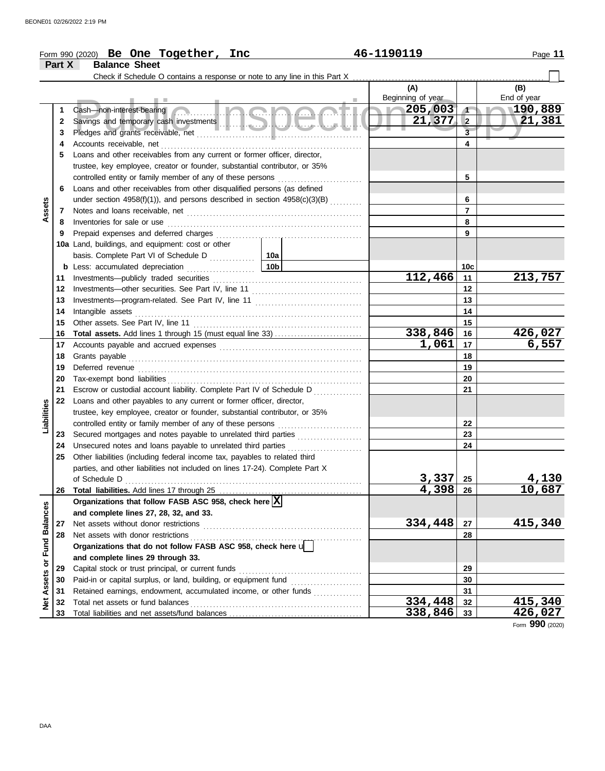Form 990 (2020) **Be One Together, Inc** 46-1190119

**Part X Balance Sheet**

Check if Schedule O contains a response or note to any line in this Part X ☐

| Section | Line | Description | (A) Beginning of year | | (B) End of year |
|---|---|---|---|---|---|
| Assets | 1 | Cash—non-interest-bearing | 205,003 | 1 | 190,889 |
| | 2 | Savings and temporary cash investments | 21,377 | 2 | 21,381 |
| | 3 | Pledges and grants receivable, net | | 3 | |
| | 4 | Accounts receivable, net | | 4 | |
| | 5 | Loans and other receivables from any current or former officer, director, trustee, key employee, creator or founder, substantial contributor, or 35% controlled entity or family member of any of these persons | | 5 | |
| | 6 | Loans and other receivables from other disqualified persons (as defined under section 4958(f)(1)), and persons described in section 4958(c)(3)(B) | | 6 | |
| | 7 | Notes and loans receivable, net | | 7 | |
| | 8 | Inventories for sale or use | | 8 | |
| | 9 | Prepaid expenses and deferred charges | | 9 | |
| | 10a | Land, buildings, and equipment: cost or other basis. Complete Part VI of Schedule D — 10a | | | |
| | b | Less: accumulated depreciation — 10b | | 10c | |
| | 11 | Investments—publicly traded securities | 112,466 | 11 | 213,757 |
| | 12 | Investments—other securities. See Part IV, line 11 | | 12 | |
| | 13 | Investments—program-related. See Part IV, line 11 | | 13 | |
| | 14 | Intangible assets | | 14 | |
| | 15 | Other assets. See Part IV, line 11 | | 15 | |
| | 16 | **Total assets.** Add lines 1 through 15 (must equal line 33) | 338,846 | 16 | 426,027 |
| Liabilities | 17 | Accounts payable and accrued expenses | 1,061 | 17 | 6,557 |
| | 18 | Grants payable | | 18 | |
| | 19 | Deferred revenue | | 19 | |
| | 20 | Tax-exempt bond liabilities | | 20 | |
| | 21 | Escrow or custodial account liability. Complete Part IV of Schedule D | | 21 | |
| | 22 | Loans and other payables to any current or former officer, director, trustee, key employee, creator or founder, substantial contributor, or 35% controlled entity or family member of any of these persons | | 22 | |
| | 23 | Secured mortgages and notes payable to unrelated third parties | | 23 | |
| | 24 | Unsecured notes and loans payable to unrelated third parties | | 24 | |
| | 25 | Other liabilities (including federal income tax, payables to related third parties, and other liabilities not included on lines 17-24). Complete Part X of Schedule D | 3,337 | 25 | 4,130 |
| | 26 | **Total liabilities.** Add lines 17 through 25 | 4,398 | 26 | 10,687 |
| Net Assets or Fund Balances | | **Organizations that follow FASB ASC 958, check here** ☒ **and complete lines 27, 28, 32, and 33.** | | | |
| | 27 | Net assets without donor restrictions | 334,448 | 27 | 415,340 |
| | 28 | Net assets with donor restrictions | | 28 | |
| | | **Organizations that do not follow FASB ASC 958, check here** ☐ **and complete lines 29 through 33.** | | | |
| | 29 | Capital stock or trust principal, or current funds | | 29 | |
| | 30 | Paid-in or capital surplus, or land, building, or equipment fund | | 30 | |
| | 31 | Retained earnings, endowment, accumulated income, or other funds | | 31 | |
| | 32 | Total net assets or fund balances | 334,448 | 32 | 415,340 |
| | 33 | Total liabilities and net assets/fund balances | 338,846 | 33 | 426,027 |

Form **990** (2020)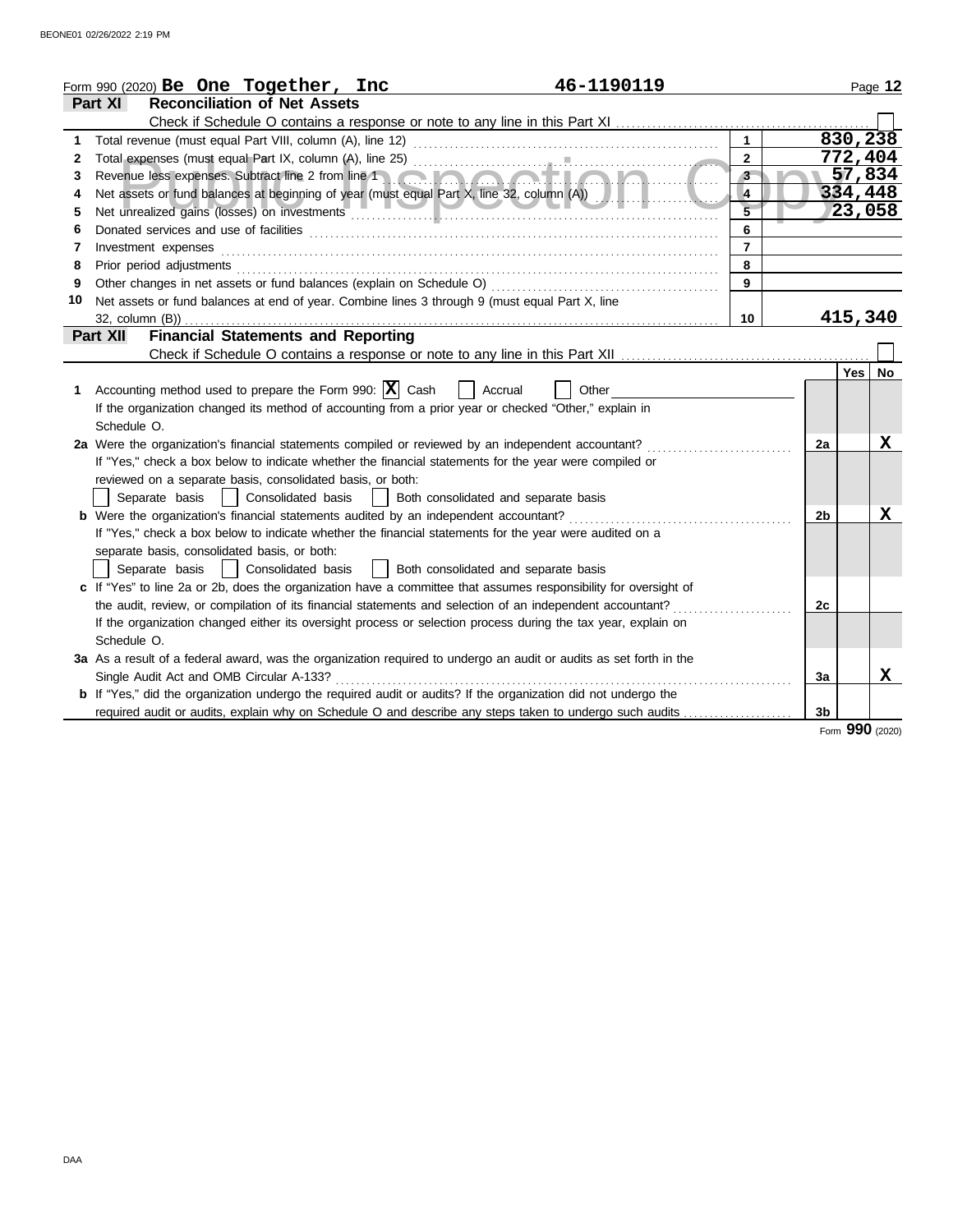Form 990 (2020) **Be One Together, Inc** **46-1190119**

## Part XI Reconciliation of Net Assets

Check if Schedule O contains a response or note to any line in this Part XI ☐

| | | | |
|---|---|---|---|
| 1 | Total revenue (must equal Part VIII, column (A), line 12) | 1 | 830,238 |
| 2 | Total expenses (must equal Part IX, column (A), line 25) | 2 | 772,404 |
| 3 | Revenue less expenses. Subtract line 2 from line 1 | 3 | 57,834 |
| 4 | Net assets or fund balances at beginning of year (must equal Part X, line 32, column (A)) | 4 | 334,448 |
| 5 | Net unrealized gains (losses) on investments | 5 | 23,058 |
| 6 | Donated services and use of facilities | 6 | |
| 7 | Investment expenses | 7 | |
| 8 | Prior period adjustments | 8 | |
| 9 | Other changes in net assets or fund balances (explain on Schedule O) | 9 | |
| 10 | Net assets or fund balances at end of year. Combine lines 3 through 9 (must equal Part X, line 32, column (B)) | 10 | 415,340 |

## Part XII Financial Statements and Reporting

Check if Schedule O contains a response or note to any line in this Part XII ☐

| | | | Yes | No |
|---|---|---|---|---|
| 1 | Accounting method used to prepare the Form 990: ☒ Cash ☐ Accrual ☐ Other<br>If the organization changed its method of accounting from a prior year or checked "Other," explain in Schedule O. | | | |
| 2a | Were the organization's financial statements compiled or reviewed by an independent accountant?<br>If "Yes," check a box below to indicate whether the financial statements for the year were compiled or reviewed on a separate basis, consolidated basis, or both:<br>☐ Separate basis ☐ Consolidated basis ☐ Both consolidated and separate basis | 2a | | X |
| b | Were the organization's financial statements audited by an independent accountant?<br>If "Yes," check a box below to indicate whether the financial statements for the year were audited on a separate basis, consolidated basis, or both:<br>☐ Separate basis ☐ Consolidated basis ☐ Both consolidated and separate basis | 2b | | X |
| c | If "Yes" to line 2a or 2b, does the organization have a committee that assumes responsibility for oversight of the audit, review, or compilation of its financial statements and selection of an independent accountant?<br>If the organization changed either its oversight process or selection process during the tax year, explain on Schedule O. | 2c | | |
| 3a | As a result of a federal award, was the organization required to undergo an audit or audits as set forth in the Single Audit Act and OMB Circular A-133? | 3a | | X |
| b | If "Yes," did the organization undergo the required audit or audits? If the organization did not undergo the required audit or audits, explain why on Schedule O and describe any steps taken to undergo such audits | 3b | | |

Form **990** (2020)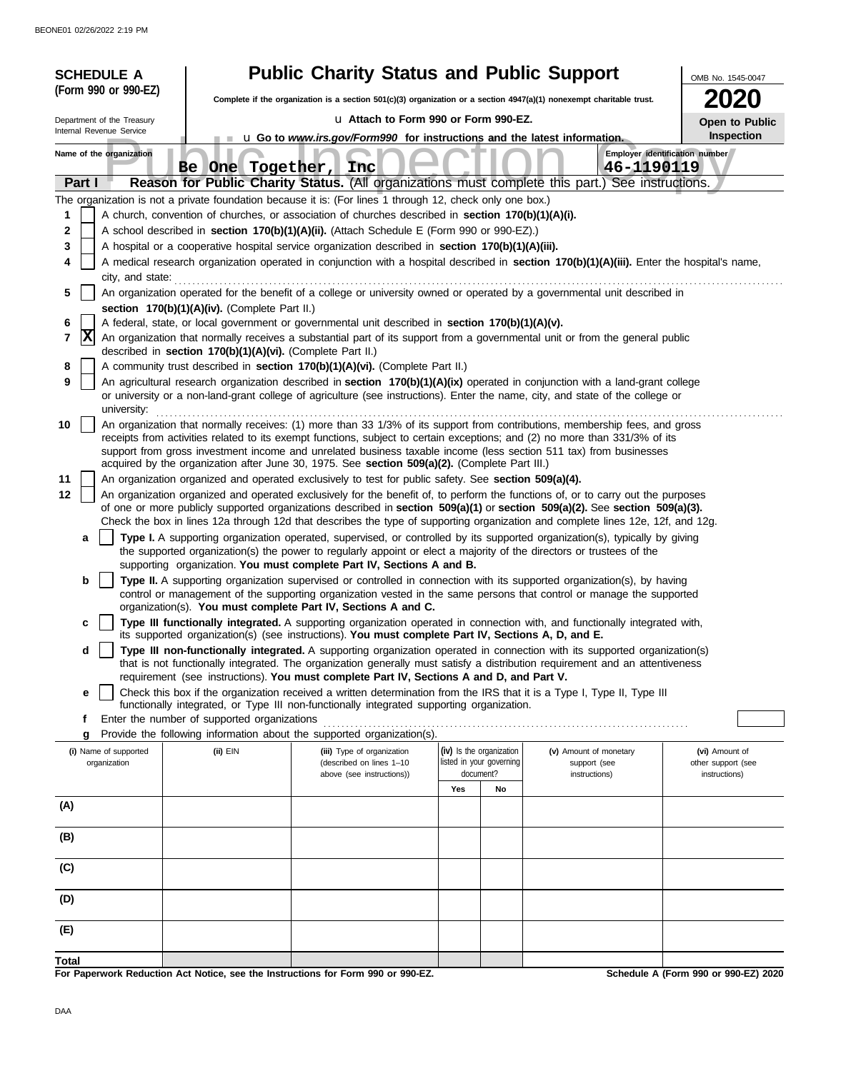**SCHEDULE A (Form 990 or 990-EZ)**

Department of the Treasury
Internal Revenue Service

# Public Charity Status and Public Support

**Complete if the organization is a section 501(c)(3) organization or a section 4947(a)(1) nonexempt charitable trust.**

u Attach to Form 990 or Form 990-EZ.

u Go to *www.irs.gov/Form990* for instructions and the latest information.

OMB No. 1545-0047

**2020**

**Open to Public Inspection**

Public Inspection Copy

Name of the organization: **Be One Together, Inc**

Employer identification number: **46-1190119**

**Part I** **Reason for Public Charity Status.** (All organizations must complete this part.) See instructions.

The organization is not a private foundation because it is: (For lines 1 through 12, check only one box.)

1 [ ] A church, convention of churches, or association of churches described in **section 170(b)(1)(A)(i).**

2 [ ] A school described in **section 170(b)(1)(A)(ii).** (Attach Schedule E (Form 990 or 990-EZ).)

3 [ ] A hospital or a cooperative hospital service organization described in **section 170(b)(1)(A)(iii).**

4 [ ] A medical research organization operated in conjunction with a hospital described in **section 170(b)(1)(A)(iii).** Enter the hospital's name, city, and state:

5 [ ] An organization operated for the benefit of a college or university owned or operated by a governmental unit described in **section 170(b)(1)(A)(iv).** (Complete Part II.)

6 [ ] A federal, state, or local government or governmental unit described in **section 170(b)(1)(A)(v).**

7 [X] An organization that normally receives a substantial part of its support from a governmental unit or from the general public described in **section 170(b)(1)(A)(vi).** (Complete Part II.)

8 [ ] A community trust described in **section 170(b)(1)(A)(vi).** (Complete Part II.)

9 [ ] An agricultural research organization described in **section 170(b)(1)(A)(ix)** operated in conjunction with a land-grant college or university or a non-land-grant college of agriculture (see instructions). Enter the name, city, and state of the college or university:

10 [ ] An organization that normally receives: (1) more than 33 1/3% of its support from contributions, membership fees, and gross receipts from activities related to its exempt functions, subject to certain exceptions; and (2) no more than 331/3% of its support from gross investment income and unrelated business taxable income (less section 511 tax) from businesses acquired by the organization after June 30, 1975. See **section 509(a)(2).** (Complete Part III.)

11 [ ] An organization organized and operated exclusively to test for public safety. See **section 509(a)(4).**

12 [ ] An organization organized and operated exclusively for the benefit of, to perform the functions of, or to carry out the purposes of one or more publicly supported organizations described in **section 509(a)(1)** or **section 509(a)(2).** See **section 509(a)(3).** Check the box in lines 12a through 12d that describes the type of supporting organization and complete lines 12e, 12f, and 12g.

**a** [ ] **Type I.** A supporting organization operated, supervised, or controlled by its supported organization(s), typically by giving the supported organization(s) the power to regularly appoint or elect a majority of the directors or trustees of the supporting organization. **You must complete Part IV, Sections A and B.**

**b** [ ] **Type II.** A supporting organization supervised or controlled in connection with its supported organization(s), by having control or management of the supporting organization vested in the same persons that control or manage the supported organization(s). **You must complete Part IV, Sections A and C.**

**c** [ ] **Type III functionally integrated.** A supporting organization operated in connection with, and functionally integrated with, its supported organization(s) (see instructions). **You must complete Part IV, Sections A, D, and E.**

**d** [ ] **Type III non-functionally integrated.** A supporting organization operated in connection with its supported organization(s) that is not functionally integrated. The organization generally must satisfy a distribution requirement and an attentiveness requirement (see instructions). **You must complete Part IV, Sections A and D, and Part V.**

**e** [ ] Check this box if the organization received a written determination from the IRS that it is a Type I, Type II, Type III functionally integrated, or Type III non-functionally integrated supporting organization.

**f** Enter the number of supported organizations

**g** Provide the following information about the supported organization(s).

| (i) Name of supported organization | (ii) EIN | (iii) Type of organization (described on lines 1–10 above (see instructions)) | (iv) Is the organization listed in your governing document? | | (v) Amount of monetary support (see instructions) | (vi) Amount of other support (see instructions) |
|---|---|---|---|---|---|---|
| | | | Yes | No | | |
| (A) | | | | | | |
| (B) | | | | | | |
| (C) | | | | | | |
| (D) | | | | | | |
| (E) | | | | | | |
| Total | | | | | | |

**For Paperwork Reduction Act Notice, see the Instructions for Form 990 or 990-EZ.**

**Schedule A (Form 990 or 990-EZ) 2020**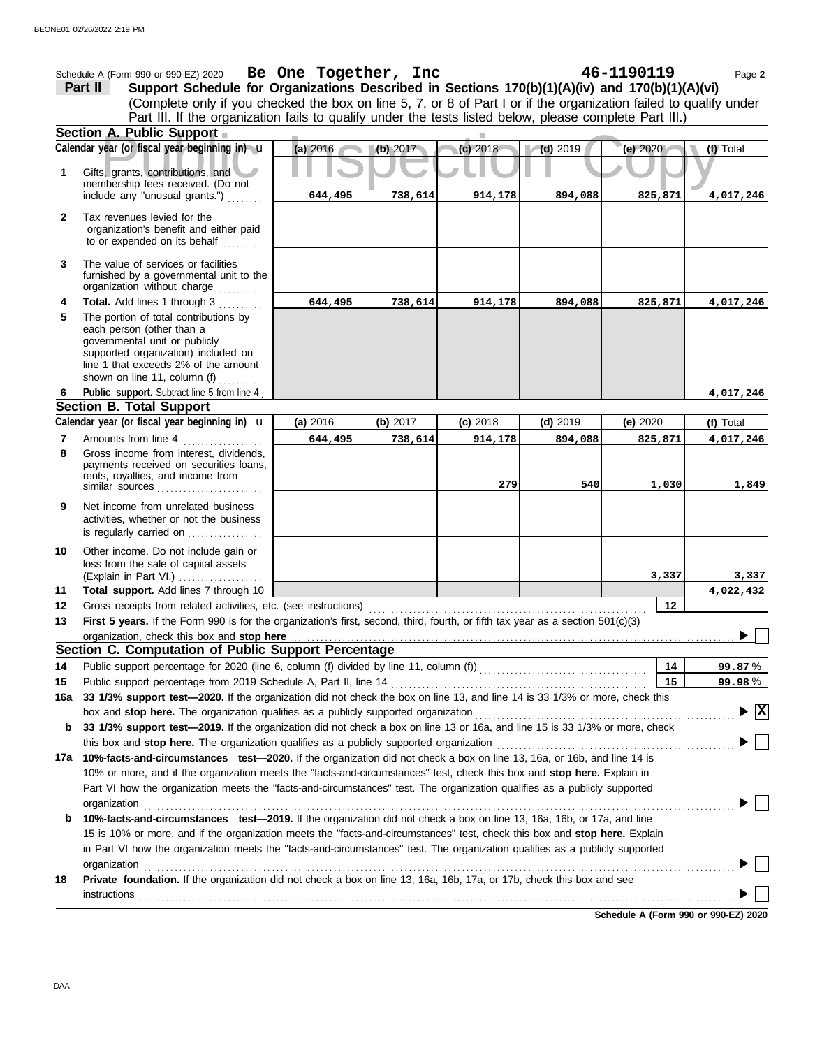Schedule A (Form 990 or 990-EZ) 2020 **Be One Together, Inc** **46-1190119** Page **2**

**Part II** **Support Schedule for Organizations Described in Sections 170(b)(1)(A)(iv) and 170(b)(1)(A)(vi)**
(Complete only if you checked the box on line 5, 7, or 8 of Part I or if the organization failed to qualify under Part III. If the organization fails to qualify under the tests listed below, please complete Part III.)

**Section A. Public Support**

| Calendar year (or fiscal year beginning in) | (a) 2016 | (b) 2017 | (c) 2018 | (d) 2019 | (e) 2020 | (f) Total |
|---|---|---|---|---|---|---|
| **1** Gifts, grants, contributions, and membership fees received. (Do not include any "unusual grants.") | 644,495 | 738,614 | 914,178 | 894,088 | 825,871 | 4,017,246 |
| **2** Tax revenues levied for the organization's benefit and either paid to or expended on its behalf | | | | | | |
| **3** The value of services or facilities furnished by a governmental unit to the organization without charge | | | | | | |
| **4** **Total.** Add lines 1 through 3 | 644,495 | 738,614 | 914,178 | 894,088 | 825,871 | 4,017,246 |
| **5** The portion of total contributions by each person (other than a governmental unit or publicly supported organization) included on line 1 that exceeds 2% of the amount shown on line 11, column (f) | | | | | | |
| **6** **Public support.** Subtract line 5 from line 4 | | | | | | 4,017,246 |

**Section B. Total Support**

| Calendar year (or fiscal year beginning in) | (a) 2016 | (b) 2017 | (c) 2018 | (d) 2019 | (e) 2020 | (f) Total |
|---|---|---|---|---|---|---|
| **7** Amounts from line 4 | 644,495 | 738,614 | 914,178 | 894,088 | 825,871 | 4,017,246 |
| **8** Gross income from interest, dividends, payments received on securities loans, rents, royalties, and income from similar sources | | | 279 | 540 | 1,030 | 1,849 |
| **9** Net income from unrelated business activities, whether or not the business is regularly carried on | | | | | | |
| **10** Other income. Do not include gain or loss from the sale of capital assets (Explain in Part VI.) | | | | | 3,337 | 3,337 |
| **11** **Total support.** Add lines 7 through 10 | | | | | | 4,022,432 |

**12** Gross receipts from related activities, etc. (see instructions) | **12** |

**13** **First 5 years.** If the Form 990 is for the organization's first, second, third, fourth, or fifth tax year as a section 501(c)(3) organization, check this box and **stop here** ☐

**Section C. Computation of Public Support Percentage**

**14** Public support percentage for 2020 (line 6, column (f) divided by line 11, column (f)) | **14** | **99.87** %

**15** Public support percentage from 2019 Schedule A, Part II, line 14 | **15** | **99.98** %

**16a** **33 1/3% support test—2020.** If the organization did not check the box on line 13, and line 14 is 33 1/3% or more, check this box and **stop here.** The organization qualifies as a publicly supported organization ☒

**b** **33 1/3% support test—2019.** If the organization did not check a box on line 13 or 16a, and line 15 is 33 1/3% or more, check this box and **stop here.** The organization qualifies as a publicly supported organization ☐

**17a** **10%-facts-and-circumstances test—2020.** If the organization did not check a box on line 13, 16a, or 16b, and line 14 is 10% or more, and if the organization meets the "facts-and-circumstances" test, check this box and **stop here.** Explain in Part VI how the organization meets the "facts-and-circumstances" test. The organization qualifies as a publicly supported organization ☐

**b** **10%-facts-and-circumstances test—2019.** If the organization did not check a box on line 13, 16a, 16b, or 17a, and line 15 is 10% or more, and if the organization meets the "facts-and-circumstances" test, check this box and **stop here.** Explain in Part VI how the organization meets the "facts-and-circumstances" test. The organization qualifies as a publicly supported organization ☐

**18** **Private foundation.** If the organization did not check a box on line 13, 16a, 16b, 17a, or 17b, check this box and see instructions ☐

**Schedule A (Form 990 or 990-EZ) 2020**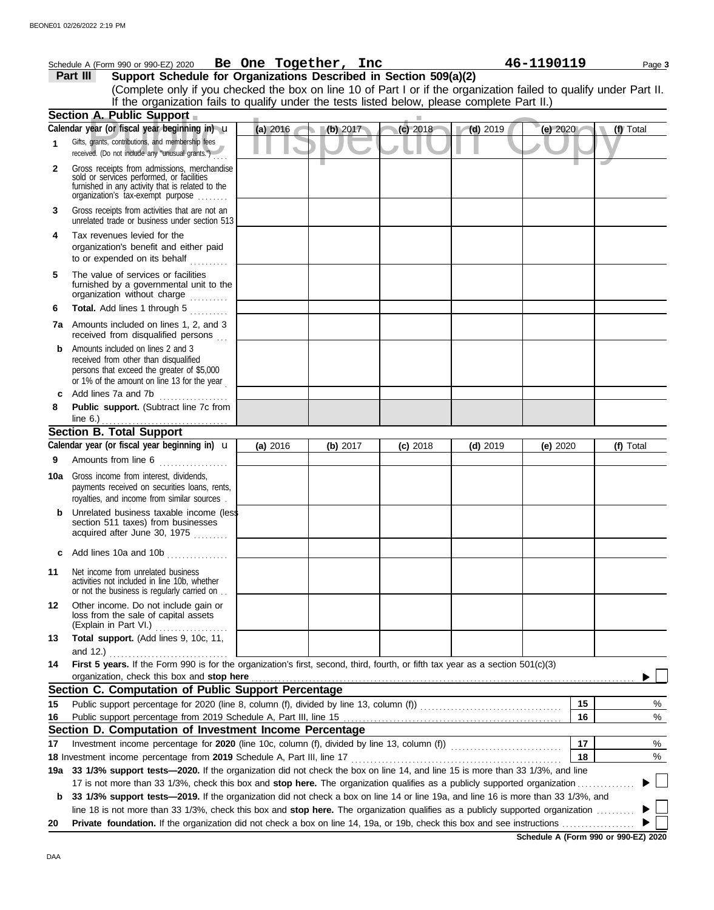Schedule A (Form 990 or 990-EZ) 2020 **Be One Together, Inc** **46-1190119** Page **3**

## Part III — Support Schedule for Organizations Described in Section 509(a)(2)

(Complete only if you checked the box on line 10 of Part I or if the organization failed to qualify under Part II. If the organization fails to qualify under the tests listed below, please complete Part II.)

### Section A. Public Support

| Calendar year (or fiscal year beginning in) | (a) 2016 | (b) 2017 | (c) 2018 | (d) 2019 | (e) 2020 | (f) Total |
|---|---|---|---|---|---|---|
| **1** Gifts, grants, contributions, and membership fees received. (Do not include any "unusual grants.") | | | | | | |
| **2** Gross receipts from admissions, merchandise sold or services performed, or facilities furnished in any activity that is related to the organization's tax-exempt purpose | | | | | | |
| **3** Gross receipts from activities that are not an unrelated trade or business under section 513 | | | | | | |
| **4** Tax revenues levied for the organization's benefit and either paid to or expended on its behalf | | | | | | |
| **5** The value of services or facilities furnished by a governmental unit to the organization without charge | | | | | | |
| **6** **Total.** Add lines 1 through 5 | | | | | | |
| **7a** Amounts included on lines 1, 2, and 3 received from disqualified persons | | | | | | |
| **b** Amounts included on lines 2 and 3 received from other than disqualified persons that exceed the greater of $5,000 or 1% of the amount on line 13 for the year | | | | | | |
| **c** Add lines 7a and 7b | | | | | | |
| **8** **Public support.** (Subtract line 7c from line 6.) | | | | | | |

### Section B. Total Support

| Calendar year (or fiscal year beginning in) | (a) 2016 | (b) 2017 | (c) 2018 | (d) 2019 | (e) 2020 | (f) Total |
|---|---|---|---|---|---|---|
| **9** Amounts from line 6 | | | | | | |
| **10a** Gross income from interest, dividends, payments received on securities loans, rents, royalties, and income from similar sources | | | | | | |
| **b** Unrelated business taxable income (less section 511 taxes) from businesses acquired after June 30, 1975 | | | | | | |
| **c** Add lines 10a and 10b | | | | | | |
| **11** Net income from unrelated business activities not included in line 10b, whether or not the business is regularly carried on | | | | | | |
| **12** Other income. Do not include gain or loss from the sale of capital assets (Explain in Part VI.) | | | | | | |
| **13** **Total support.** (Add lines 9, 10c, 11, and 12.) | | | | | | |

**14** **First 5 years.** If the Form 990 is for the organization's first, second, third, fourth, or fifth tax year as a section 501(c)(3) organization, check this box and **stop here** ☐

### Section C. Computation of Public Support Percentage

| | | | |
|---|---|---|---|
| **15** | Public support percentage for 2020 (line 8, column (f), divided by line 13, column (f)) | 15 | % |
| **16** | Public support percentage from 2019 Schedule A, Part III, line 15 | 16 | % |

### Section D. Computation of Investment Income Percentage

| | | | |
|---|---|---|---|
| **17** | Investment income percentage for **2020** (line 10c, column (f), divided by line 13, column (f)) | 17 | % |
| **18** | Investment income percentage from **2019** Schedule A, Part III, line 17 | 18 | % |

**19a** **33 1/3% support tests—2020.** If the organization did not check the box on line 14, and line 15 is more than 33 1/3%, and line 17 is not more than 33 1/3%, check this box and **stop here.** The organization qualifies as a publicly supported organization ☐

**b** **33 1/3% support tests—2019.** If the organization did not check a box on line 14 or line 19a, and line 16 is more than 33 1/3%, and line 18 is not more than 33 1/3%, check this box and **stop here.** The organization qualifies as a publicly supported organization ☐

**20** **Private foundation.** If the organization did not check a box on line 14, 19a, or 19b, check this box and see instructions ☐

**Schedule A (Form 990 or 990-EZ) 2020**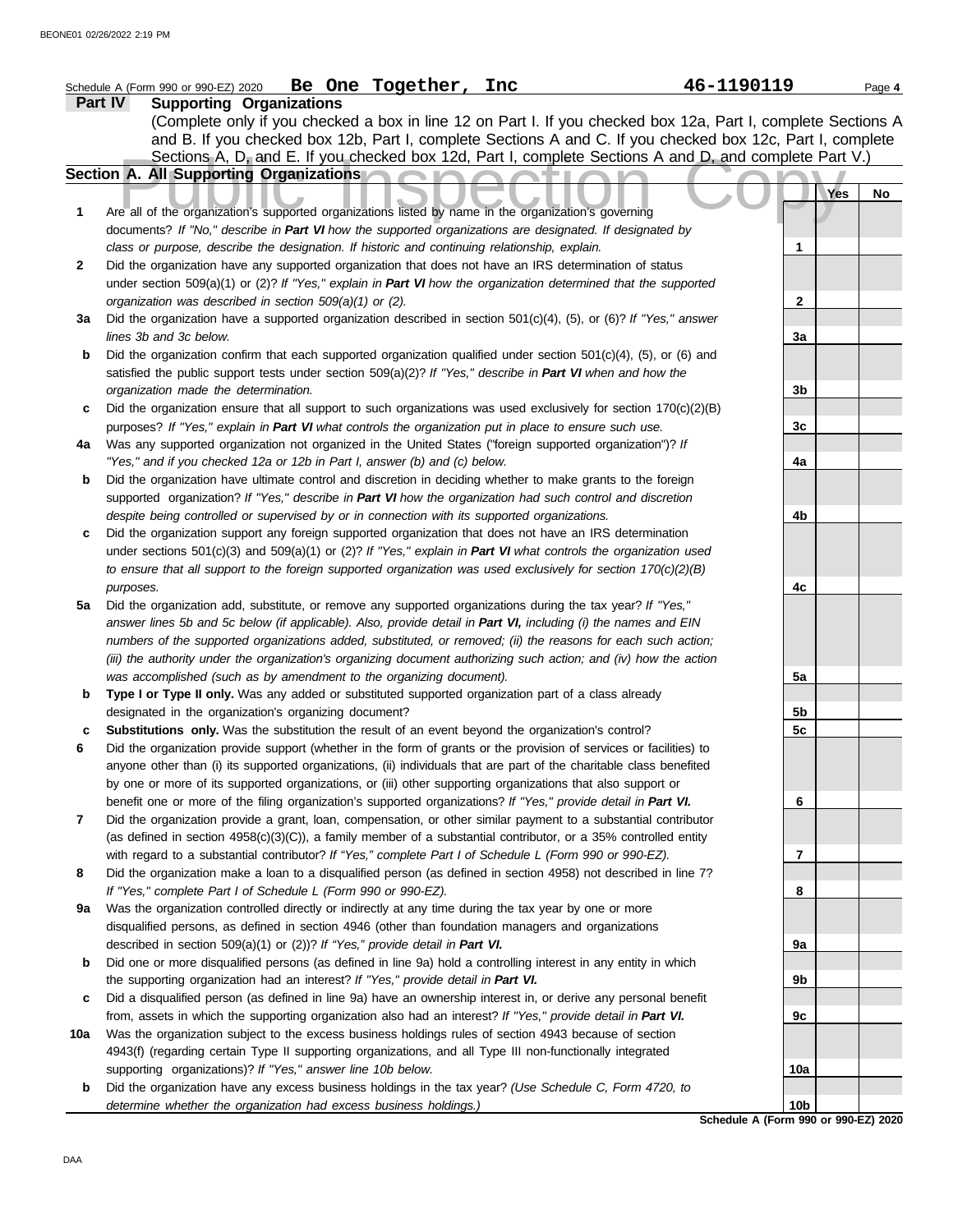Schedule A (Form 990 or 990-EZ) 2020 **Be One Together, Inc** **46-1190119**

## Part IV Supporting Organizations

(Complete only if you checked a box in line 12 on Part I. If you checked box 12a, Part I, complete Sections A and B. If you checked box 12b, Part I, complete Sections A and C. If you checked box 12c, Part I, complete Sections A, D, and E. If you checked box 12d, Part I, complete Sections A and D, and complete Part V.)

### Section A. All Supporting Organizations

| | | | Yes | No |
|---|---|---|---|---|
| **1** | Are all of the organization's supported organizations listed by name in the organization's governing documents? *If "No," describe in **Part VI** how the supported organizations are designated. If designated by class or purpose, describe the designation. If historic and continuing relationship, explain.* | **1** | | |
| **2** | Did the organization have any supported organization that does not have an IRS determination of status under section 509(a)(1) or (2)? *If "Yes," explain in **Part VI** how the organization determined that the supported organization was described in section 509(a)(1) or (2).* | **2** | | |
| **3a** | Did the organization have a supported organization described in section 501(c)(4), (5), or (6)? *If "Yes," answer lines 3b and 3c below.* | **3a** | | |
| **b** | Did the organization confirm that each supported organization qualified under section 501(c)(4), (5), or (6) and satisfied the public support tests under section 509(a)(2)? *If "Yes," describe in **Part VI** when and how the organization made the determination.* | **3b** | | |
| **c** | Did the organization ensure that all support to such organizations was used exclusively for section 170(c)(2)(B) purposes? *If "Yes," explain in **Part VI** what controls the organization put in place to ensure such use.* | **3c** | | |
| **4a** | Was any supported organization not organized in the United States ("foreign supported organization")? *If "Yes," and if you checked 12a or 12b in Part I, answer (b) and (c) below.* | **4a** | | |
| **b** | Did the organization have ultimate control and discretion in deciding whether to make grants to the foreign supported organization? *If "Yes," describe in **Part VI** how the organization had such control and discretion despite being controlled or supervised by or in connection with its supported organizations.* | **4b** | | |
| **c** | Did the organization support any foreign supported organization that does not have an IRS determination under sections 501(c)(3) and 509(a)(1) or (2)? *If "Yes," explain in **Part VI** what controls the organization used to ensure that all support to the foreign supported organization was used exclusively for section 170(c)(2)(B) purposes.* | **4c** | | |
| **5a** | Did the organization add, substitute, or remove any supported organizations during the tax year? *If "Yes," answer lines 5b and 5c below (if applicable). Also, provide detail in **Part VI,** including (i) the names and EIN numbers of the supported organizations added, substituted, or removed; (ii) the reasons for each such action; (iii) the authority under the organization's organizing document authorizing such action; and (iv) how the action was accomplished (such as by amendment to the organizing document).* | **5a** | | |
| **b** | **Type I or Type II only.** Was any added or substituted supported organization part of a class already designated in the organization's organizing document? | **5b** | | |
| **c** | **Substitutions only.** Was the substitution the result of an event beyond the organization's control? | **5c** | | |
| **6** | Did the organization provide support (whether in the form of grants or the provision of services or facilities) to anyone other than (i) its supported organizations, (ii) individuals that are part of the charitable class benefited by one or more of its supported organizations, or (iii) other supporting organizations that also support or benefit one or more of the filing organization's supported organizations? *If "Yes," provide detail in **Part VI.*** | **6** | | |
| **7** | Did the organization provide a grant, loan, compensation, or other similar payment to a substantial contributor (as defined in section 4958(c)(3)(C)), a family member of a substantial contributor, or a 35% controlled entity with regard to a substantial contributor? *If "Yes," complete Part I of Schedule L (Form 990 or 990-EZ).* | **7** | | |
| **8** | Did the organization make a loan to a disqualified person (as defined in section 4958) not described in line 7? *If "Yes," complete Part I of Schedule L (Form 990 or 990-EZ).* | **8** | | |
| **9a** | Was the organization controlled directly or indirectly at any time during the tax year by one or more disqualified persons, as defined in section 4946 (other than foundation managers and organizations described in section 509(a)(1) or (2))? *If "Yes," provide detail in **Part VI.*** | **9a** | | |
| **b** | Did one or more disqualified persons (as defined in line 9a) hold a controlling interest in any entity in which the supporting organization had an interest? *If "Yes," provide detail in **Part VI.*** | **9b** | | |
| **c** | Did a disqualified person (as defined in line 9a) have an ownership interest in, or derive any personal benefit from, assets in which the supporting organization also had an interest? *If "Yes," provide detail in **Part VI.*** | **9c** | | |
| **10a** | Was the organization subject to the excess business holdings rules of section 4943 because of section 4943(f) (regarding certain Type II supporting organizations, and all Type III non-functionally integrated supporting organizations)? *If "Yes," answer line 10b below.* | **10a** | | |
| **b** | Did the organization have any excess business holdings in the tax year? *(Use Schedule C, Form 4720, to determine whether the organization had excess business holdings.)* | **10b** | | |

**Schedule A (Form 990 or 990-EZ) 2020**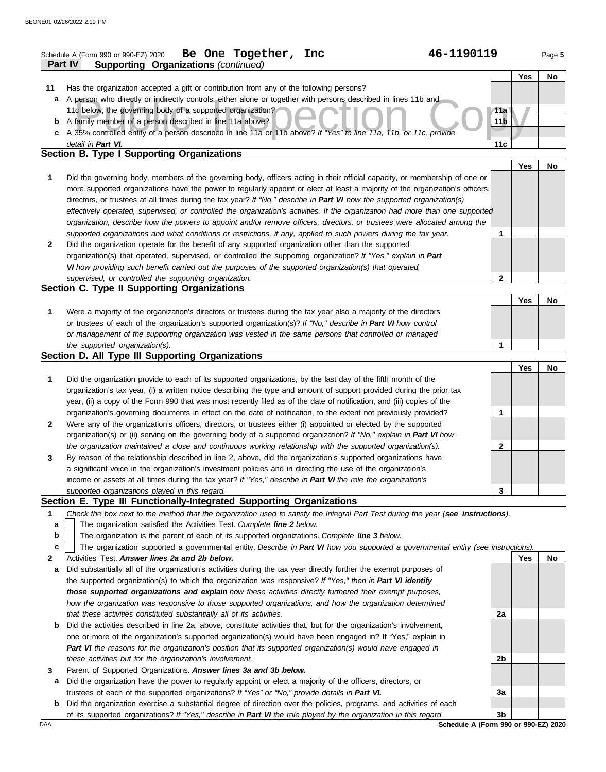Schedule A (Form 990 or 990-EZ) 2020 **Be One Together, Inc** **46-1190119** Page **5**

**Part IV** **Supporting Organizations** *(continued)*

| | | | Yes | No |
|---|---|---|---|---|
| **11** | Has the organization accepted a gift or contribution from any of the following persons? | | | |
| **a** | A person who directly or indirectly controls, either alone or together with persons described in lines 11b and 11c below, the governing body of a supported organization? | **11a** | | |
| **b** | A family member of a person described in line 11a above? | **11b** | | |
| **c** | A 35% controlled entity of a person described in line 11a or 11b above? *If "Yes" to line 11a, 11b, or 11c, provide detail in **Part VI.*** | **11c** | | |

## Section B. Type I Supporting Organizations

| | | | Yes | No |
|---|---|---|---|---|
| **1** | Did the governing body, members of the governing body, officers acting in their official capacity, or membership of one or more supported organizations have the power to regularly appoint or elect at least a majority of the organization's officers, directors, or trustees at all times during the tax year? *If "No," describe in **Part VI** how the supported organization(s) effectively operated, supervised, or controlled the organization's activities. If the organization had more than one supported organization, describe how the powers to appoint and/or remove officers, directors, or trustees were allocated among the supported organizations and what conditions or restrictions, if any, applied to such powers during the tax year.* | **1** | | |
| **2** | Did the organization operate for the benefit of any supported organization other than the supported organization(s) that operated, supervised, or controlled the supporting organization? *If "Yes," explain in **Part VI** how providing such benefit carried out the purposes of the supported organization(s) that operated, supervised, or controlled the supporting organization.* | **2** | | |

## Section C. Type II Supporting Organizations

| | | | Yes | No |
|---|---|---|---|---|
| **1** | Were a majority of the organization's directors or trustees during the tax year also a majority of the directors or trustees of each of the organization's supported organization(s)? *If "No," describe in **Part VI** how control or management of the supporting organization was vested in the same persons that controlled or managed the supported organization(s).* | **1** | | |

## Section D. All Type III Supporting Organizations

| | | | Yes | No |
|---|---|---|---|---|
| **1** | Did the organization provide to each of its supported organizations, by the last day of the fifth month of the organization's tax year, (i) a written notice describing the type and amount of support provided during the prior tax year, (ii) a copy of the Form 990 that was most recently filed as of the date of notification, and (iii) copies of the organization's governing documents in effect on the date of notification, to the extent not previously provided? | **1** | | |
| **2** | Were any of the organization's officers, directors, or trustees either (i) appointed or elected by the supported organization(s) or (ii) serving on the governing body of a supported organization? *If "No," explain in **Part VI** how the organization maintained a close and continuous working relationship with the supported organization(s).* | **2** | | |
| **3** | By reason of the relationship described in line 2, above, did the organization's supported organizations have a significant voice in the organization's investment policies and in directing the use of the organization's income or assets at all times during the tax year? *If "Yes," describe in **Part VI** the role the organization's supported organizations played in this regard.* | **3** | | |

## Section E. Type III Functionally-Integrated Supporting Organizations

**1** *Check the box next to the method that the organization used to satisfy the Integral Part Test during the year (**see instructions**).*

- **a** ☐ The organization satisfied the Activities Test. *Complete **line 2** below.*
- **b** ☐ The organization is the parent of each of its supported organizations. *Complete **line 3** below.*
- **c** ☐ The organization supported a governmental entity. *Describe in **Part VI** how you supported a governmental entity (see instructions).*

| | | | Yes | No |
|---|---|---|---|---|
| **2** | Activities Test. ***Answer lines 2a and 2b below.*** | | | |
| **a** | Did substantially all of the organization's activities during the tax year directly further the exempt purposes of the supported organization(s) to which the organization was responsive? *If "Yes," then in **Part VI identify those supported organizations and explain** how these activities directly furthered their exempt purposes, how the organization was responsive to those supported organizations, and how the organization determined that these activities constituted substantially all of its activities.* | **2a** | | |
| **b** | Did the activities described in line 2a, above, constitute activities that, but for the organization's involvement, one or more of the organization's supported organization(s) would have been engaged in? If "Yes," explain in ***Part VI*** *the reasons for the organization's position that its supported organization(s) would have engaged in these activities but for the organization's involvement.* | **2b** | | |
| **3** | Parent of Supported Organizations. ***Answer lines 3a and 3b below.*** | | | |
| **a** | Did the organization have the power to regularly appoint or elect a majority of the officers, directors, or trustees of each of the supported organizations? *If "Yes" or "No," provide details in **Part VI.*** | **3a** | | |
| **b** | Did the organization exercise a substantial degree of direction over the policies, programs, and activities of each of its supported organizations? *If "Yes," describe in **Part VI** the role played by the organization in this regard.* | **3b** | | |

DAA **Schedule A (Form 990 or 990-EZ) 2020**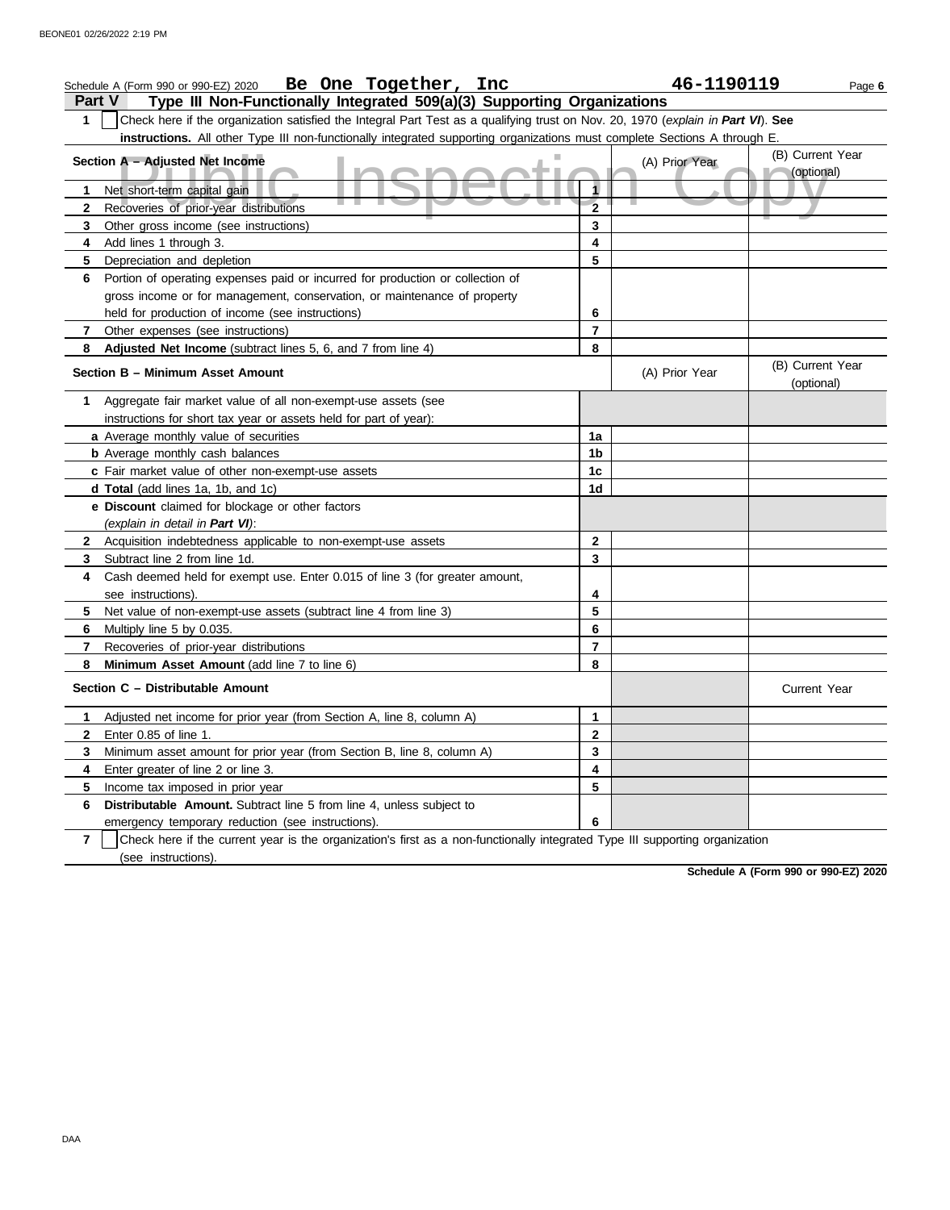Schedule A (Form 990 or 990-EZ) 2020 **Be One Together, Inc** **46-1190119** Page **6**

## Part V Type III Non-Functionally Integrated 509(a)(3) Supporting Organizations

**1** ☐ Check here if the organization satisfied the Integral Part Test as a qualifying trust on Nov. 20, 1970 (*explain in **Part VI***). **See instructions.** All other Type III non-functionally integrated supporting organizations must complete Sections A through E.

| Section A – Adjusted Net Income | | (A) Prior Year | (B) Current Year (optional) |
|---|---|---|---|
| **1** Net short-term capital gain | 1 | | |
| **2** Recoveries of prior-year distributions | 2 | | |
| **3** Other gross income (see instructions) | 3 | | |
| **4** Add lines 1 through 3. | 4 | | |
| **5** Depreciation and depletion | 5 | | |
| **6** Portion of operating expenses paid or incurred for production or collection of gross income or for management, conservation, or maintenance of property held for production of income (see instructions) | 6 | | |
| **7** Other expenses (see instructions) | 7 | | |
| **8** **Adjusted Net Income** (subtract lines 5, 6, and 7 from line 4) | 8 | | |

| Section B – Minimum Asset Amount | | (A) Prior Year | (B) Current Year (optional) |
|---|---|---|---|
| **1** Aggregate fair market value of all non-exempt-use assets (see instructions for short tax year or assets held for part of year): | | | |
| **a** Average monthly value of securities | 1a | | |
| **b** Average monthly cash balances | 1b | | |
| **c** Fair market value of other non-exempt-use assets | 1c | | |
| **d** **Total** (add lines 1a, 1b, and 1c) | 1d | | |
| **e** **Discount** claimed for blockage or other factors (*explain in detail in **Part VI***): | | | |
| **2** Acquisition indebtedness applicable to non-exempt-use assets | 2 | | |
| **3** Subtract line 2 from line 1d. | 3 | | |
| **4** Cash deemed held for exempt use. Enter 0.015 of line 3 (for greater amount, see instructions). | 4 | | |
| **5** Net value of non-exempt-use assets (subtract line 4 from line 3) | 5 | | |
| **6** Multiply line 5 by 0.035. | 6 | | |
| **7** Recoveries of prior-year distributions | 7 | | |
| **8** **Minimum Asset Amount** (add line 7 to line 6) | 8 | | |

| Section C – Distributable Amount | | | Current Year |
|---|---|---|---|
| **1** Adjusted net income for prior year (from Section A, line 8, column A) | 1 | | |
| **2** Enter 0.85 of line 1. | 2 | | |
| **3** Minimum asset amount for prior year (from Section B, line 8, column A) | 3 | | |
| **4** Enter greater of line 2 or line 3. | 4 | | |
| **5** Income tax imposed in prior year | 5 | | |
| **6** **Distributable Amount.** Subtract line 5 from line 4, unless subject to emergency temporary reduction (see instructions). | 6 | | |

**7** ☐ Check here if the current year is the organization's first as a non-functionally integrated Type III supporting organization (see instructions).

**Schedule A (Form 990 or 990-EZ) 2020**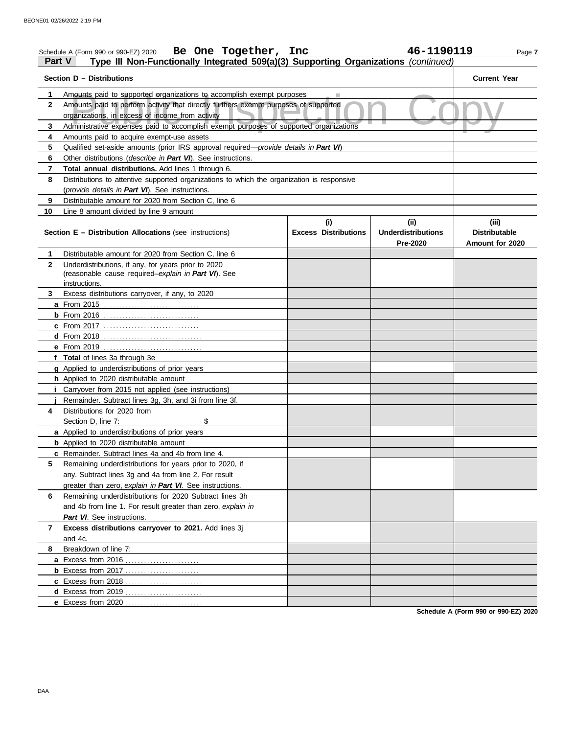Schedule A (Form 990 or 990-EZ) 2020 **Be One Together, Inc** **46-1190119** Page 7

## Part V Type III Non-Functionally Integrated 509(a)(3) Supporting Organizations *(continued)*

Public Inspection Copy

| **Section D – Distributions** | | **Current Year** |
|---|---|---|
| 1 | Amounts paid to supported organizations to accomplish exempt purposes | |
| 2 | Amounts paid to perform activity that directly furthers exempt purposes of supported organizations, in excess of income from activity | |
| 3 | Administrative expenses paid to accomplish exempt purposes of supported organizations | |
| 4 | Amounts paid to acquire exempt-use assets | |
| 5 | Qualified set-aside amounts (prior IRS approval required—*provide details in **Part VI***) | |
| 6 | Other distributions (*describe in **Part VI***). See instructions. | |
| 7 | **Total annual distributions.** Add lines 1 through 6. | |
| 8 | Distributions to attentive supported organizations to which the organization is responsive (*provide details in **Part VI***). See instructions. | |
| 9 | Distributable amount for 2020 from Section C, line 6 | |
| 10 | Line 8 amount divided by line 9 amount | |

| | **Section E – Distribution Allocations** (see instructions) | **(i) Excess Distributions** | **(ii) Underdistributions Pre-2020** | **(iii) Distributable Amount for 2020** |
|---|---|---|---|---|
| 1 | Distributable amount for 2020 from Section C, line 6 | | | |
| 2 | Underdistributions, if any, for years prior to 2020 (reasonable cause required–*explain in **Part VI***). See instructions. | | | |
| 3 | Excess distributions carryover, if any, to 2020 | | | |
| a | From 2015 | | | |
| b | From 2016 | | | |
| c | From 2017 | | | |
| d | From 2018 | | | |
| e | From 2019 | | | |
| f | **Total** of lines 3a through 3e | | | |
| g | Applied to underdistributions of prior years | | | |
| h | Applied to 2020 distributable amount | | | |
| i | Carryover from 2015 not applied (see instructions) | | | |
| j | Remainder. Subtract lines 3g, 3h, and 3i from line 3f. | | | |
| 4 | Distributions for 2020 from Section D, line 7: $ | | | |
| a | Applied to underdistributions of prior years | | | |
| b | Applied to 2020 distributable amount | | | |
| c | Remainder. Subtract lines 4a and 4b from line 4. | | | |
| 5 | Remaining underdistributions for years prior to 2020, if any. Subtract lines 3g and 4a from line 2. For result greater than zero, *explain in **Part VI***. See instructions. | | | |
| 6 | Remaining underdistributions for 2020 Subtract lines 3h and 4b from line 1. For result greater than zero, *explain in **Part VI***. See instructions. | | | |
| 7 | **Excess distributions carryover to 2021.** Add lines 3j and 4c. | | | |
| 8 | Breakdown of line 7: | | | |
| a | Excess from 2016 | | | |
| b | Excess from 2017 | | | |
| c | Excess from 2018 | | | |
| d | Excess from 2019 | | | |
| e | Excess from 2020 | | | |

**Schedule A (Form 990 or 990-EZ) 2020**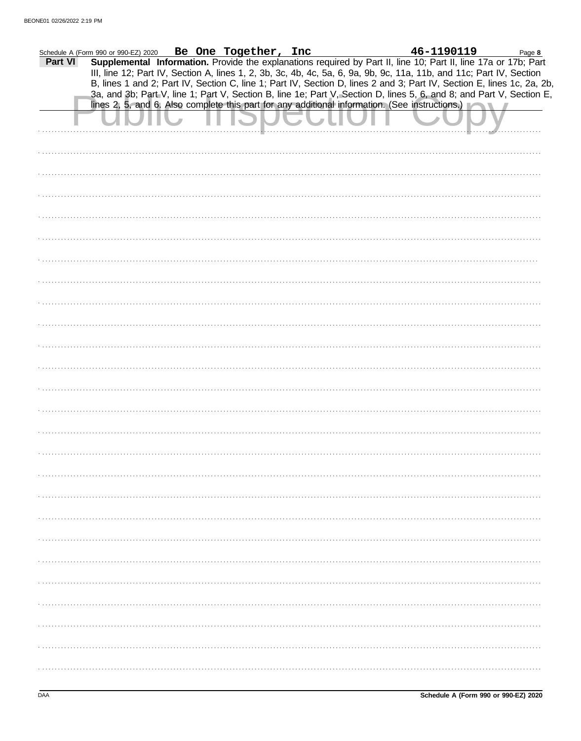Schedule A (Form 990 or 990-EZ) 2020 **Be One Together, Inc** **46-1190119**

**Part VI** **Supplemental Information.** Provide the explanations required by Part II, line 10; Part II, line 17a or 17b; Part III, line 12; Part IV, Section A, lines 1, 2, 3b, 3c, 4b, 4c, 5a, 6, 9a, 9b, 9c, 11a, 11b, and 11c; Part IV, Section B, lines 1 and 2; Part IV, Section C, line 1; Part IV, Section D, lines 2 and 3; Part IV, Section E, lines 1c, 2a, 2b, 3a, and 3b; Part V, line 1; Part V, Section B, line 1e; Part V, Section D, lines 5, 6, and 8; and Part V, Section E, lines 2, 5, and 6. Also complete this part for any additional information. (See instructions.)

Public Inspection Copy

Schedule A (Form 990 or 990-EZ) 2020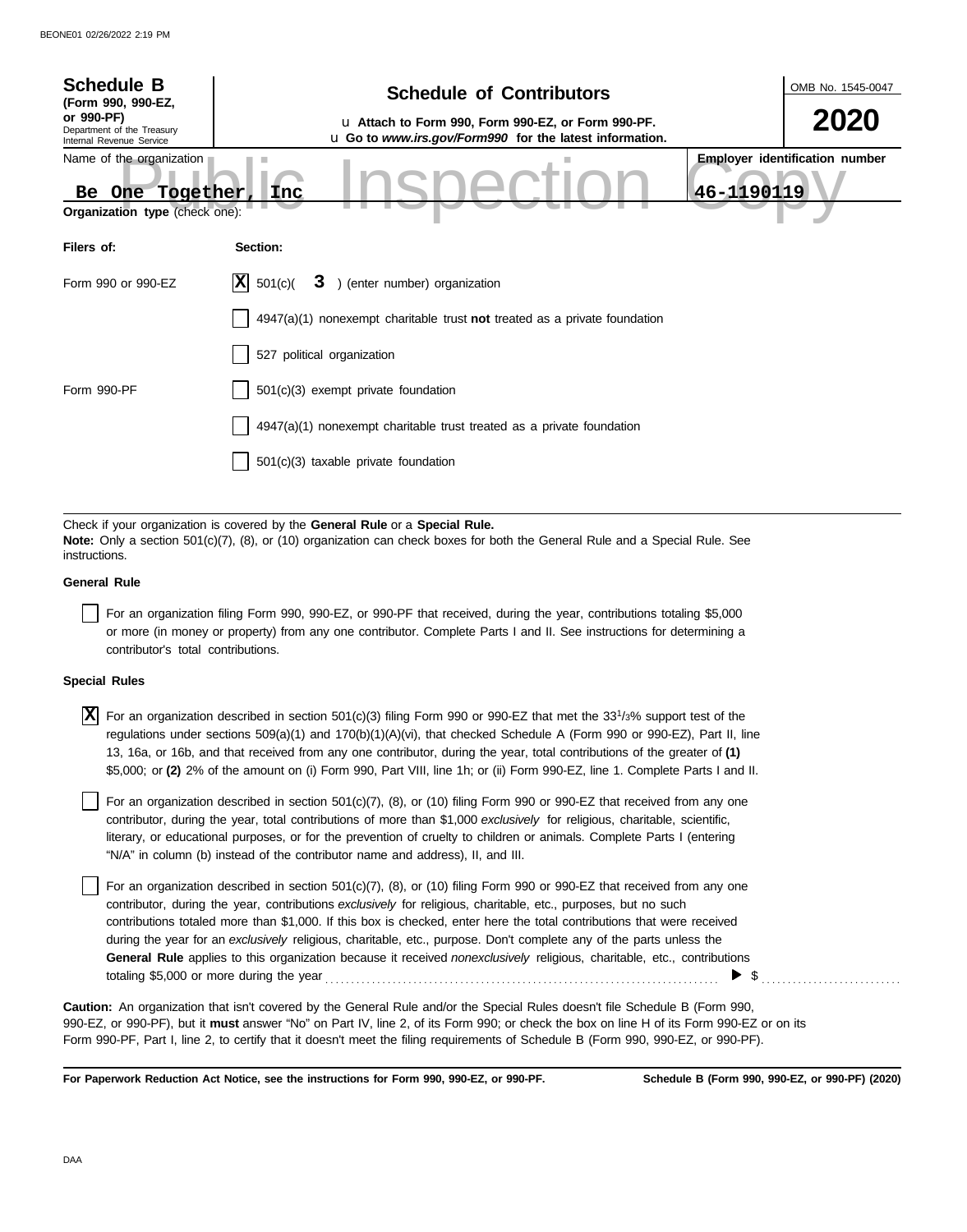**Schedule B**
**(Form 990, 990-EZ, or 990-PF)**
Department of the Treasury
Internal Revenue Service

# Schedule of Contributors

u **Attach to Form 990, Form 990-EZ, or Form 990-PF.**
u **Go to *www.irs.gov/Form990* for the latest information.**

OMB No. 1545-0047

**2020**

Name of the organization: **Be One Together, Inc**

**Employer identification number:** **46-1190119**

Public Inspection Copy

**Organization type** (check one):

| **Filers of:** | **Section:** |
|---|---|
| Form 990 or 990-EZ | [X] 501(c)( **3** ) (enter number) organization |
| | [ ] 4947(a)(1) nonexempt charitable trust **not** treated as a private foundation |
| | [ ] 527 political organization |
| Form 990-PF | [ ] 501(c)(3) exempt private foundation |
| | [ ] 4947(a)(1) nonexempt charitable trust treated as a private foundation |
| | [ ] 501(c)(3) taxable private foundation |

Check if your organization is covered by the **General Rule** or a **Special Rule.**
**Note:** Only a section 501(c)(7), (8), or (10) organization can check boxes for both the General Rule and a Special Rule. See instructions.

**General Rule**

[ ] For an organization filing Form 990, 990-EZ, or 990-PF that received, during the year, contributions totaling $5,000 or more (in money or property) from any one contributor. Complete Parts I and II. See instructions for determining a contributor's total contributions.

**Special Rules**

[X] For an organization described in section 501(c)(3) filing Form 990 or 990-EZ that met the $33\frac{1}{3}$% support test of the regulations under sections 509(a)(1) and 170(b)(1)(A)(vi), that checked Schedule A (Form 990 or 990-EZ), Part II, line 13, 16a, or 16b, and that received from any one contributor, during the year, total contributions of the greater of **(1)** $5,000; or **(2)** 2% of the amount on (i) Form 990, Part VIII, line 1h; or (ii) Form 990-EZ, line 1. Complete Parts I and II.

[ ] For an organization described in section 501(c)(7), (8), or (10) filing Form 990 or 990-EZ that received from any one contributor, during the year, total contributions of more than $1,000 *exclusively* for religious, charitable, scientific, literary, or educational purposes, or for the prevention of cruelty to children or animals. Complete Parts I (entering "N/A" in column (b) instead of the contributor name and address), II, and III.

[ ] For an organization described in section 501(c)(7), (8), or (10) filing Form 990 or 990-EZ that received from any one contributor, during the year, contributions *exclusively* for religious, charitable, etc., purposes, but no such contributions totaled more than $1,000. If this box is checked, enter here the total contributions that were received during the year for an *exclusively* religious, charitable, etc., purpose. Don't complete any of the parts unless the **General Rule** applies to this organization because it received *nonexclusively* religious, charitable, etc., contributions totaling $5,000 or more during the year . . . . . . . . . . ▶ $ . . . . . . . . . .

**Caution:** An organization that isn't covered by the General Rule and/or the Special Rules doesn't file Schedule B (Form 990, 990-EZ, or 990-PF), but it **must** answer "No" on Part IV, line 2, of its Form 990; or check the box on line H of its Form 990-EZ or on its Form 990-PF, Part I, line 2, to certify that it doesn't meet the filing requirements of Schedule B (Form 990, 990-EZ, or 990-PF).

**For Paperwork Reduction Act Notice, see the instructions for Form 990, 990-EZ, or 990-PF.** **Schedule B (Form 990, 990-EZ, or 990-PF) (2020)**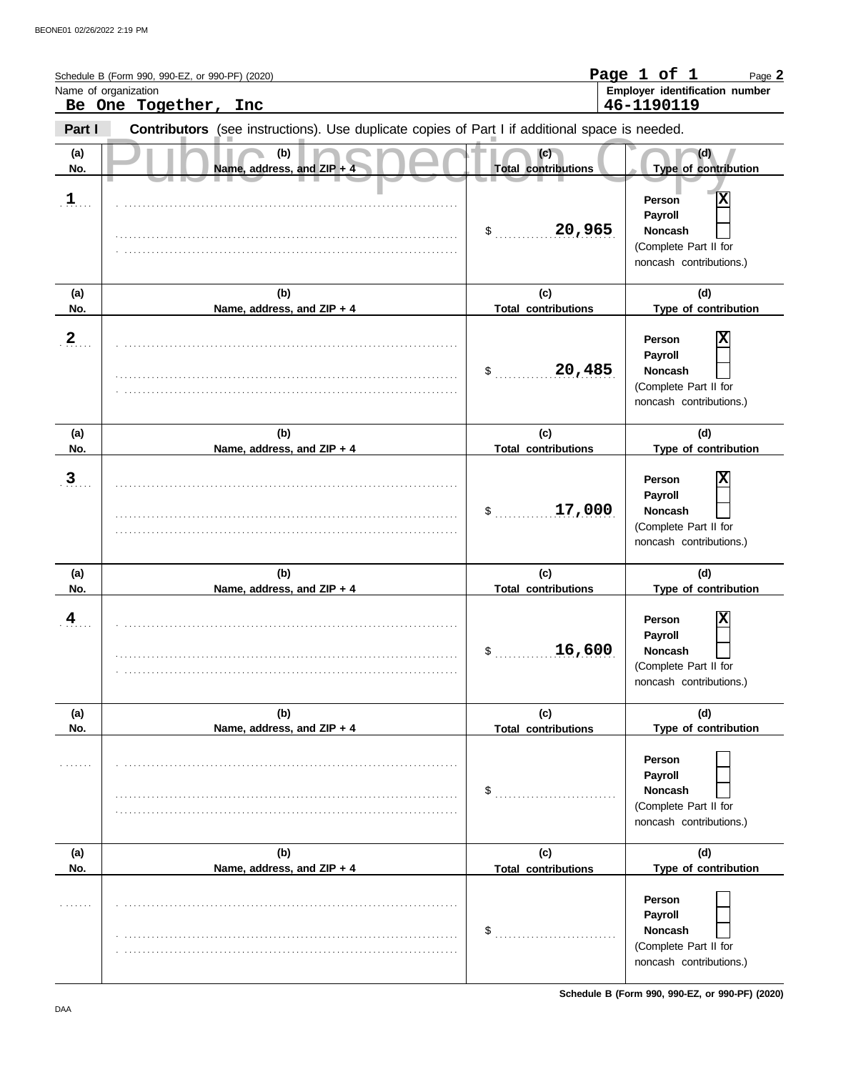Schedule B (Form 990, 990-EZ, or 990-PF) (2020)

**Page 1 of 1**

Name of organization: **Be One Together, Inc**

Employer identification number: **46-1190119**

**Part I** **Contributors** (see instructions). Use duplicate copies of Part I if additional space is needed.

Public Inspection Copy

| (a) No. | (b) Name, address, and ZIP + 4 | (c) Total contributions | (d) Type of contribution |
|---|---|---|---|
| 1 | | $ 20,965 | Person [X] Payroll [ ] Noncash [ ] (Complete Part II for noncash contributions.) |
| 2 | | $ 20,485 | Person [X] Payroll [ ] Noncash [ ] (Complete Part II for noncash contributions.) |
| 3 | | $ 17,000 | Person [X] Payroll [ ] Noncash [ ] (Complete Part II for noncash contributions.) |
| 4 | | $ 16,600 | Person [X] Payroll [ ] Noncash [ ] (Complete Part II for noncash contributions.) |
| | | $ | Person [ ] Payroll [ ] Noncash [ ] (Complete Part II for noncash contributions.) |
| | | $ | Person [ ] Payroll [ ] Noncash [ ] (Complete Part II for noncash contributions.) |

Schedule B (Form 990, 990-EZ, or 990-PF) (2020)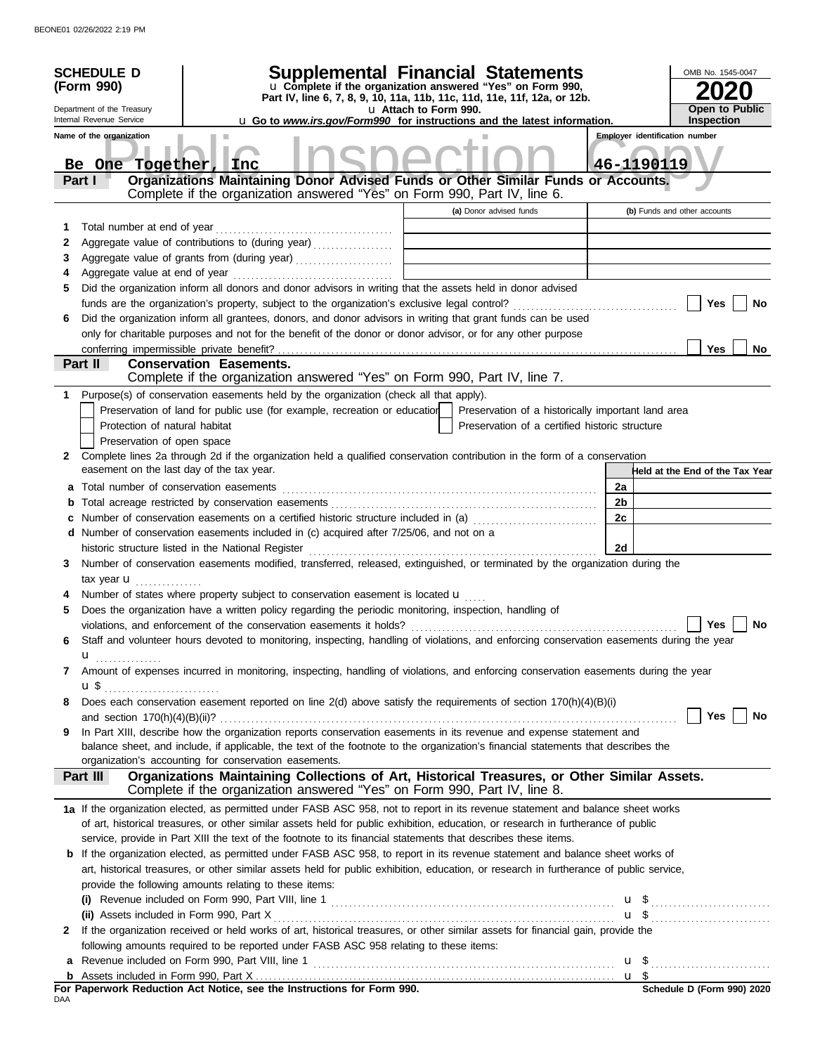**SCHEDULE D (Form 990)**

Department of the Treasury
Internal Revenue Service

# Supplemental Financial Statements

u Complete if the organization answered "Yes" on Form 990, Part IV, line 6, 7, 8, 9, 10, 11a, 11b, 11c, 11d, 11e, 11f, 12a, or 12b.
u Attach to Form 990.
u Go to *www.irs.gov/Form990* for instructions and the latest information.

OMB No. 1545-0047
**2020**
**Open to Public Inspection**

Name of the organization: Be One Together, Inc
Employer identification number: 46-1190119

## Part I Organizations Maintaining Donor Advised Funds or Other Similar Funds or Accounts.

Complete if the organization answered "Yes" on Form 990, Part IV, line 6.

| | | (a) Donor advised funds | (b) Funds and other accounts |
|---|---|---|---|
| 1 | Total number at end of year | | |
| 2 | Aggregate value of contributions to (during year) | | |
| 3 | Aggregate value of grants from (during year) | | |
| 4 | Aggregate value at end of year | | |

5 Did the organization inform all donors and donor advisors in writing that the assets held in donor advised funds are the organization's property, subject to the organization's exclusive legal control? Yes No

6 Did the organization inform all grantees, donors, and donor advisors in writing that grant funds can be used only for charitable purposes and not for the benefit of the donor or donor advisor, or for any other purpose conferring impermissible private benefit? Yes No

## Part II Conservation Easements.

Complete if the organization answered "Yes" on Form 990, Part IV, line 7.

1 Purpose(s) of conservation easements held by the organization (check all that apply).

- Preservation of land for public use (for example, recreation or education)
- Protection of natural habitat
- Preservation of open space
- Preservation of a historically important land area
- Preservation of a certified historic structure

2 Complete lines 2a through 2d if the organization held a qualified conservation contribution in the form of a conservation easement on the last day of the tax year.

| | | | Held at the End of the Tax Year |
|---|---|---|---|
| a | Total number of conservation easements | 2a | |
| b | Total acreage restricted by conservation easements | 2b | |
| c | Number of conservation easements on a certified historic structure included in (a) | 2c | |
| d | Number of conservation easements included in (c) acquired after 7/25/06, and not on a historic structure listed in the National Register | 2d | |

3 Number of conservation easements modified, transferred, released, extinguished, or terminated by the organization during the tax year u

4 Number of states where property subject to conservation easement is located u

5 Does the organization have a written policy regarding the periodic monitoring, inspection, handling of violations, and enforcement of the conservation easements it holds? Yes No

6 Staff and volunteer hours devoted to monitoring, inspecting, handling of violations, and enforcing conservation easements during the year u

7 Amount of expenses incurred in monitoring, inspecting, handling of violations, and enforcing conservation easements during the year u $

8 Does each conservation easement reported on line 2(d) above satisfy the requirements of section 170(h)(4)(B)(i) and section 170(h)(4)(B)(ii)? Yes No

9 In Part XIII, describe how the organization reports conservation easements in its revenue and expense statement and balance sheet, and include, if applicable, the text of the footnote to the organization's financial statements that describes the organization's accounting for conservation easements.

## Part III Organizations Maintaining Collections of Art, Historical Treasures, or Other Similar Assets.

Complete if the organization answered "Yes" on Form 990, Part IV, line 8.

1a If the organization elected, as permitted under FASB ASC 958, not to report in its revenue statement and balance sheet works of art, historical treasures, or other similar assets held for public exhibition, education, or research in furtherance of public service, provide in Part XIII the text of the footnote to its financial statements that describes these items.

b If the organization elected, as permitted under FASB ASC 958, to report in its revenue statement and balance sheet works of art, historical treasures, or other similar assets held for public exhibition, education, or research in furtherance of public service, provide the following amounts relating to these items:

(i) Revenue included on Form 990, Part VIII, line 1 u $

(ii) Assets included in Form 990, Part X u $

2 If the organization received or held works of art, historical treasures, or other similar assets for financial gain, provide the following amounts required to be reported under FASB ASC 958 relating to these items:

a Revenue included on Form 990, Part VIII, line 1 u $

b Assets included in Form 990, Part X u $

**For Paperwork Reduction Act Notice, see the Instructions for Form 990.**

DAA

**Schedule D (Form 990) 2020**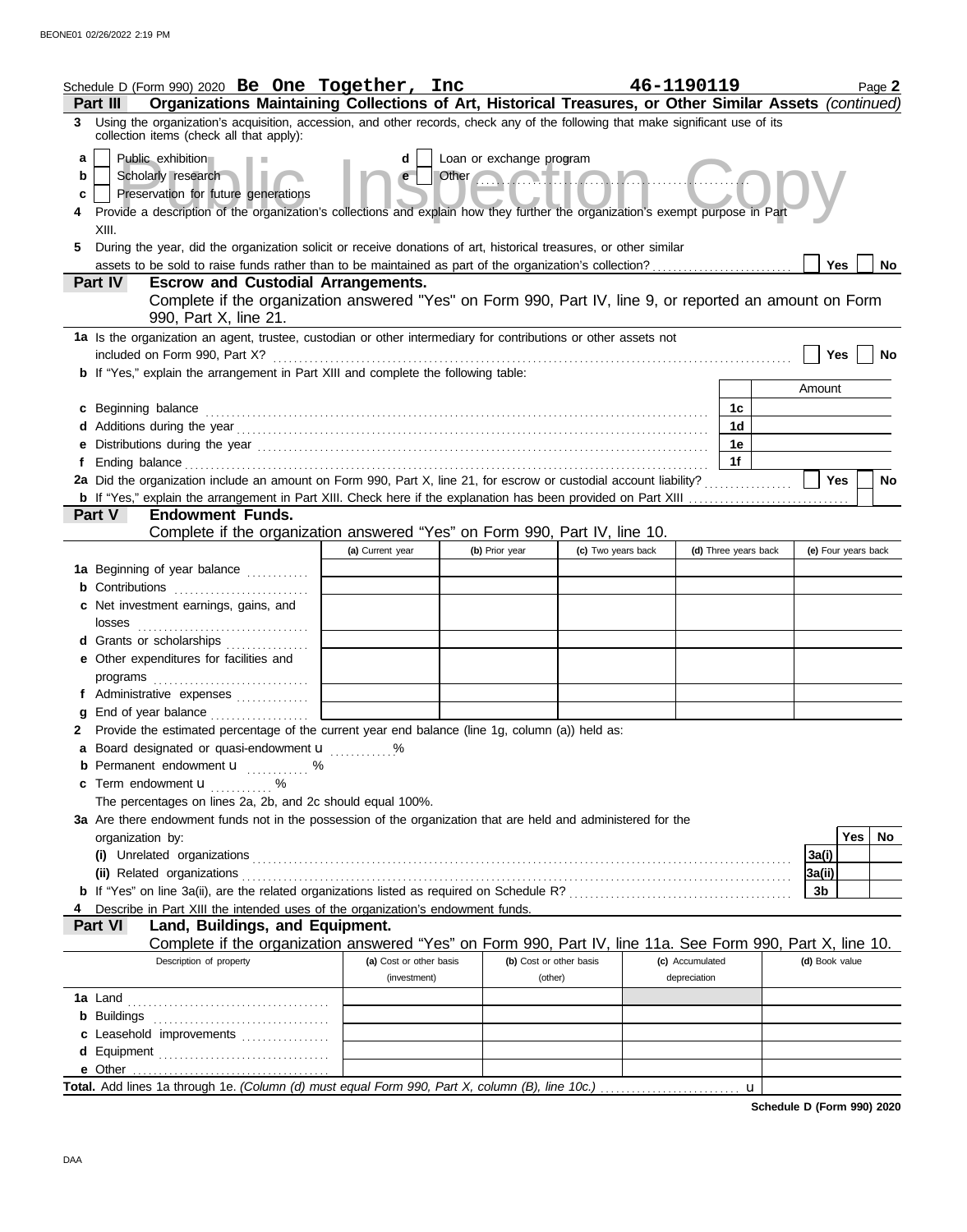Schedule D (Form 990) 2020 **Be One Together, Inc** **46-1190119** Page **2**

**Part III — Organizations Maintaining Collections of Art, Historical Treasures, or Other Similar Assets** *(continued)*

**3** Using the organization's acquisition, accession, and other records, check any of the following that make significant use of its collection items (check all that apply):

- **a** ☐ Public exhibition
- **b** ☐ Scholarly research
- **c** ☐ Preservation for future generations
- **d** ☐ Loan or exchange program
- **e** ☐ Other ..........

**4** Provide a description of the organization's collections and explain how they further the organization's exempt purpose in Part XIII.

**5** During the year, did the organization solicit or receive donations of art, historical treasures, or other similar assets to be sold to raise funds rather than to be maintained as part of the organization's collection? ☐ Yes ☐ No

**Part IV — Escrow and Custodial Arrangements.**
Complete if the organization answered "Yes" on Form 990, Part IV, line 9, or reported an amount on Form 990, Part X, line 21.

**1a** Is the organization an agent, trustee, custodian or other intermediary for contributions or other assets not included on Form 990, Part X? ☐ Yes ☐ No

**b** If "Yes," explain the arrangement in Part XIII and complete the following table:

| | | Amount |
|---|---|---|
| **c** Beginning balance | 1c | |
| **d** Additions during the year | 1d | |
| **e** Distributions during the year | 1e | |
| **f** Ending balance | 1f | |

**2a** Did the organization include an amount on Form 990, Part X, line 21, for escrow or custodial account liability? ☐ Yes ☐ No

**b** If "Yes," explain the arrangement in Part XIII. Check here if the explanation has been provided on Part XIII ☐

**Part V — Endowment Funds.**
Complete if the organization answered "Yes" on Form 990, Part IV, line 10.

| | (a) Current year | (b) Prior year | (c) Two years back | (d) Three years back | (e) Four years back |
|---|---|---|---|---|---|
| **1a** Beginning of year balance | | | | | |
| **b** Contributions | | | | | |
| **c** Net investment earnings, gains, and losses | | | | | |
| **d** Grants or scholarships | | | | | |
| **e** Other expenditures for facilities and programs | | | | | |
| **f** Administrative expenses | | | | | |
| **g** End of year balance | | | | | |

**2** Provide the estimated percentage of the current year end balance (line 1g, column (a)) held as:

- **a** Board designated or quasi-endowment u ..........%
- **b** Permanent endowment u .......... %
- **c** Term endowment u .......... %

The percentages on lines 2a, 2b, and 2c should equal 100%.

**3a** Are there endowment funds not in the possession of the organization that are held and administered for the organization by:

| | | Yes | No |
|---|---|---|---|
| **(i)** Unrelated organizations | 3a(i) | | |
| **(ii)** Related organizations | 3a(ii) | | |
| **b** If "Yes" on line 3a(ii), are the related organizations listed as required on Schedule R? | 3b | | |

**4** Describe in Part XIII the intended uses of the organization's endowment funds.

**Part VI — Land, Buildings, and Equipment.**
Complete if the organization answered "Yes" on Form 990, Part IV, line 11a. See Form 990, Part X, line 10.

| Description of property | (a) Cost or other basis (investment) | (b) Cost or other basis (other) | (c) Accumulated depreciation | (d) Book value |
|---|---|---|---|---|
| **1a** Land | | | | |
| **b** Buildings | | | | |
| **c** Leasehold improvements | | | | |
| **d** Equipment | | | | |
| **e** Other | | | | |

**Total.** Add lines 1a through 1e. *(Column (d) must equal Form 990, Part X, column (B), line 10c.)* u

**Schedule D (Form 990) 2020**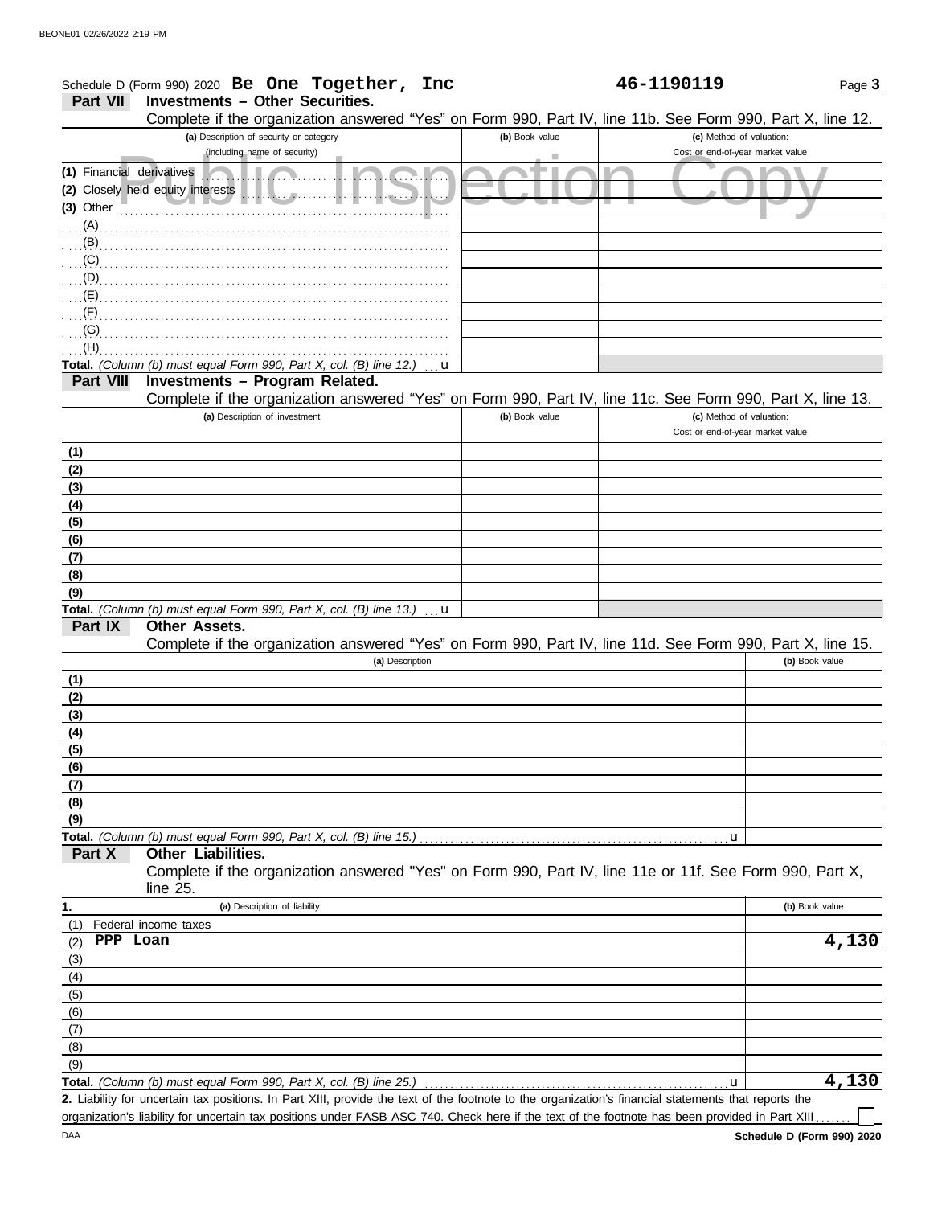Schedule D (Form 990) 2020 **Be One Together, Inc** **46-1190119**

**Part VII** **Investments – Other Securities.**

Complete if the organization answered "Yes" on Form 990, Part IV, line 11b. See Form 990, Part X, line 12.

| (a) Description of security or category (including name of security) | (b) Book value | (c) Method of valuation: Cost or end-of-year market value |
|---|---|---|
| (1) Financial derivatives | | |
| (2) Closely held equity interests | | |
| (3) Other | | |
| (A) | | |
| (B) | | |
| (C) | | |
| (D) | | |
| (E) | | |
| (F) | | |
| (G) | | |
| (H) | | |
| **Total.** *(Column (b) must equal Form 990, Part X, col. (B) line 12.)* u | | |

**Part VIII** **Investments – Program Related.**

Complete if the organization answered "Yes" on Form 990, Part IV, line 11c. See Form 990, Part X, line 13.

| (a) Description of investment | (b) Book value | (c) Method of valuation: Cost or end-of-year market value |
|---|---|---|
| (1) | | |
| (2) | | |
| (3) | | |
| (4) | | |
| (5) | | |
| (6) | | |
| (7) | | |
| (8) | | |
| (9) | | |
| **Total.** *(Column (b) must equal Form 990, Part X, col. (B) line 13.)* u | | |

**Part IX** **Other Assets.**

Complete if the organization answered "Yes" on Form 990, Part IV, line 11d. See Form 990, Part X, line 15.

| (a) Description | (b) Book value |
|---|---|
| (1) | |
| (2) | |
| (3) | |
| (4) | |
| (5) | |
| (6) | |
| (7) | |
| (8) | |
| (9) | |
| **Total.** *(Column (b) must equal Form 990, Part X, col. (B) line 15.)* u | |

**Part X** **Other Liabilities.**

Complete if the organization answered "Yes" on Form 990, Part IV, line 11e or 11f. See Form 990, Part X, line 25.

| 1. (a) Description of liability | (b) Book value |
|---|---|
| (1) Federal income taxes | |
| (2) **PPP Loan** | **4,130** |
| (3) | |
| (4) | |
| (5) | |
| (6) | |
| (7) | |
| (8) | |
| (9) | |
| **Total.** *(Column (b) must equal Form 990, Part X, col. (B) line 25.)* u | **4,130** |

**2.** Liability for uncertain tax positions. In Part XIII, provide the text of the footnote to the organization's financial statements that reports the organization's liability for uncertain tax positions under FASB ASC 740. Check here if the text of the footnote has been provided in Part XIII ☐

**Schedule D (Form 990) 2020**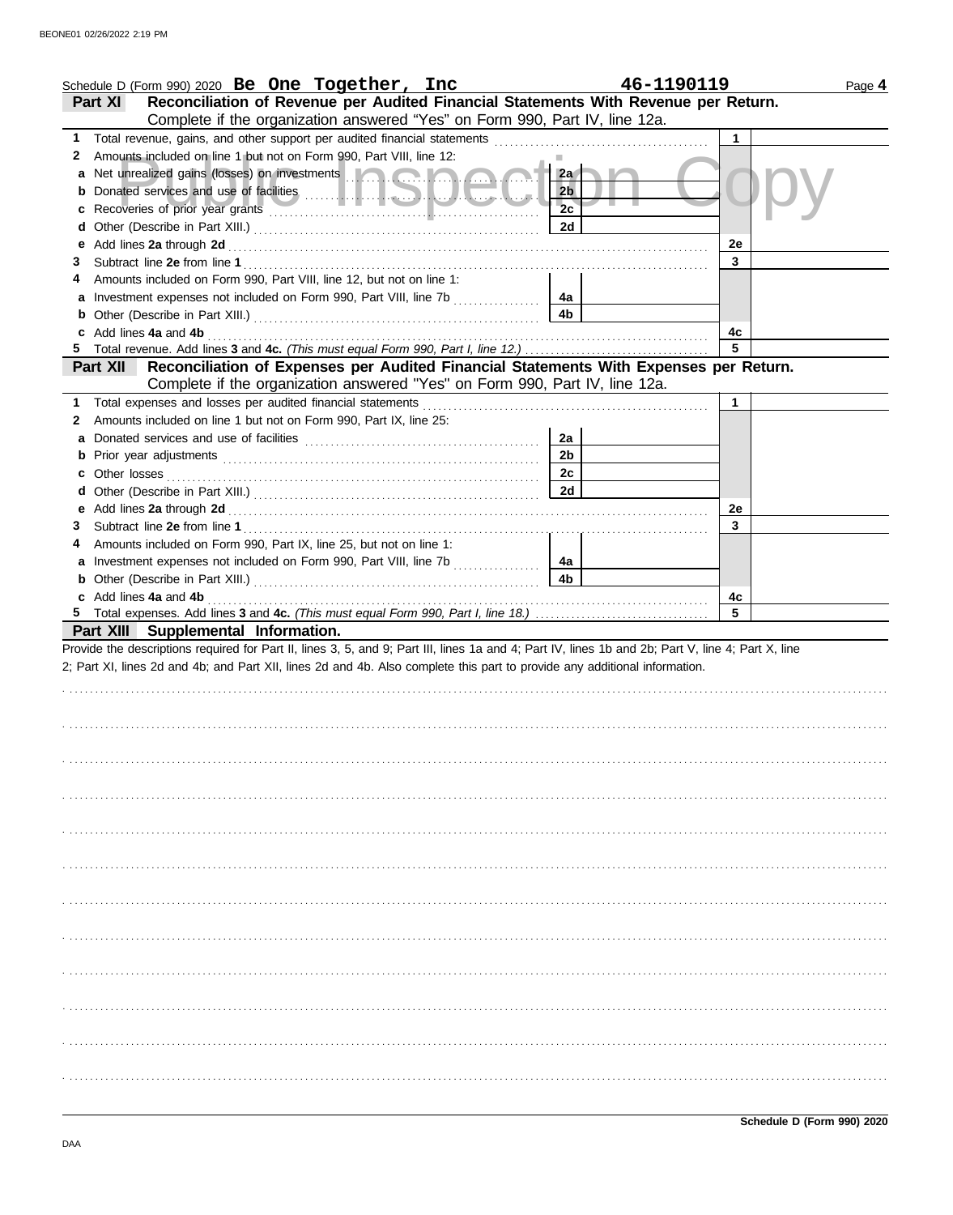BEONE01 02/26/2022 2:19 PM

Schedule D (Form 990) 2020 **Be One Together, Inc** **46-1190119**

## Part XI Reconciliation of Revenue per Audited Financial Statements With Revenue per Return.

Complete if the organization answered "Yes" on Form 990, Part IV, line 12a.

| | | | | | |
|---|---|---|---|---|---|
| **1** | Total revenue, gains, and other support per audited financial statements | | | 1 | |
| **2** | Amounts included on line 1 but not on Form 990, Part VIII, line 12: | | | | |
| **a** | Net unrealized gains (losses) on investments | 2a | | | |
| **b** | Donated services and use of facilities | 2b | | | |
| **c** | Recoveries of prior year grants | 2c | | | |
| **d** | Other (Describe in Part XIII.) | 2d | | | |
| **e** | Add lines **2a** through **2d** | | | 2e | |
| **3** | Subtract line **2e** from line **1** | | | 3 | |
| **4** | Amounts included on Form 990, Part VIII, line 12, but not on line 1: | | | | |
| **a** | Investment expenses not included on Form 990, Part VIII, line 7b | 4a | | | |
| **b** | Other (Describe in Part XIII.) | 4b | | | |
| **c** | Add lines **4a** and **4b** | | | 4c | |
| **5** | Total revenue. Add lines **3** and **4c.** *(This must equal Form 990, Part I, line 12.)* | | | 5 | |

## Part XII Reconciliation of Expenses per Audited Financial Statements With Expenses per Return.

Complete if the organization answered "Yes" on Form 990, Part IV, line 12a.

| | | | | | |
|---|---|---|---|---|---|
| **1** | Total expenses and losses per audited financial statements | | | 1 | |
| **2** | Amounts included on line 1 but not on Form 990, Part IX, line 25: | | | | |
| **a** | Donated services and use of facilities | 2a | | | |
| **b** | Prior year adjustments | 2b | | | |
| **c** | Other losses | 2c | | | |
| **d** | Other (Describe in Part XIII.) | 2d | | | |
| **e** | Add lines **2a** through **2d** | | | 2e | |
| **3** | Subtract line **2e** from line **1** | | | 3 | |
| **4** | Amounts included on Form 990, Part IX, line 25, but not on line 1: | | | | |
| **a** | Investment expenses not included on Form 990, Part VIII, line 7b | 4a | | | |
| **b** | Other (Describe in Part XIII.) | 4b | | | |
| **c** | Add lines **4a** and **4b** | | | 4c | |
| **5** | Total expenses. Add lines **3** and **4c.** *(This must equal Form 990, Part I, line 18.)* | | | 5 | |

## Part XIII Supplemental Information.

Provide the descriptions required for Part II, lines 3, 5, and 9; Part III, lines 1a and 4; Part IV, lines 1b and 2b; Part V, line 4; Part X, line 2; Part XI, lines 2d and 4b; and Part XII, lines 2d and 4b. Also complete this part to provide any additional information.

**Schedule D (Form 990) 2020**

DAA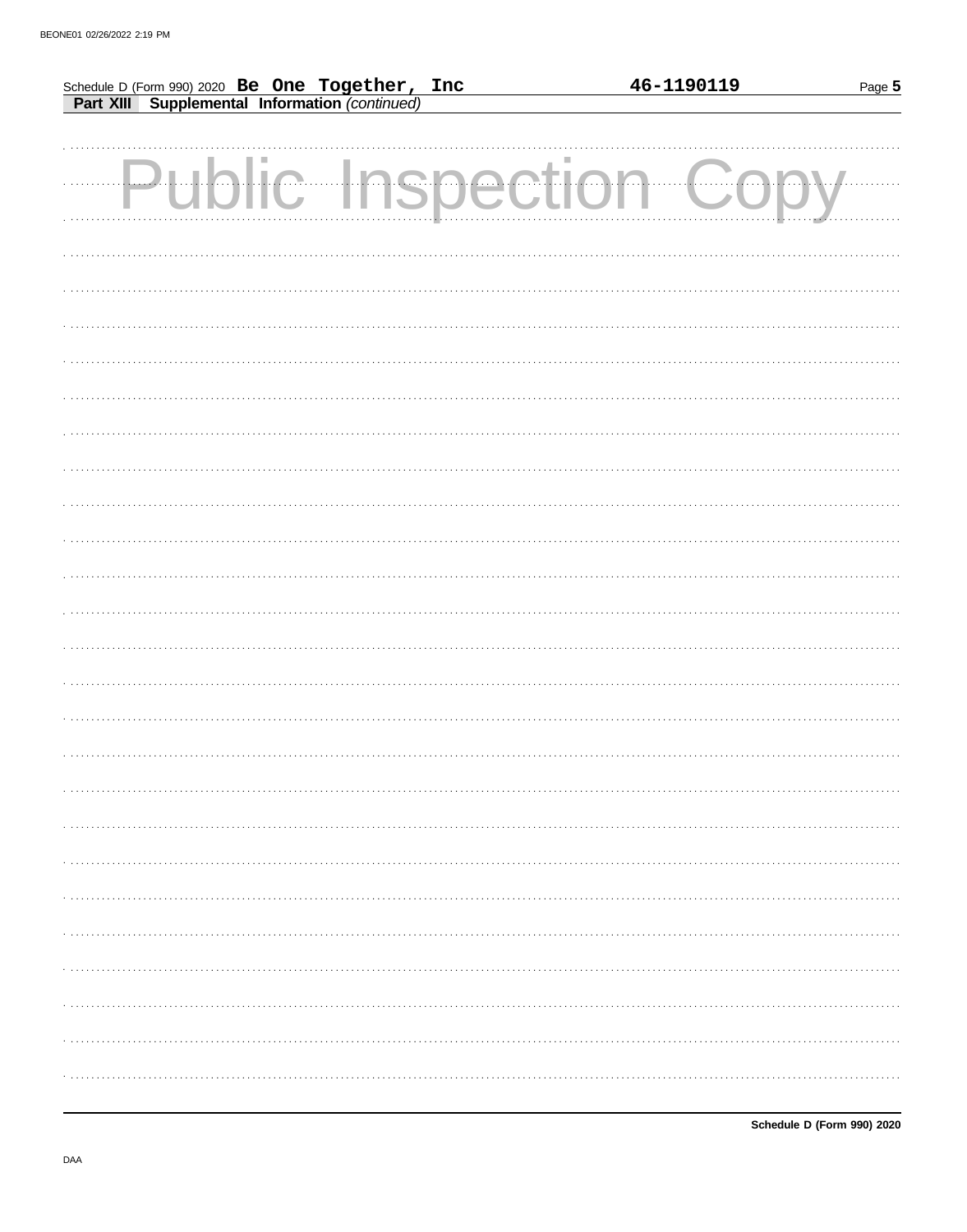Schedule D (Form 990) 2020 **Be One Together, Inc** **46-1190119**

**Part XIII Supplemental Information** *(continued)*

Public Inspection Copy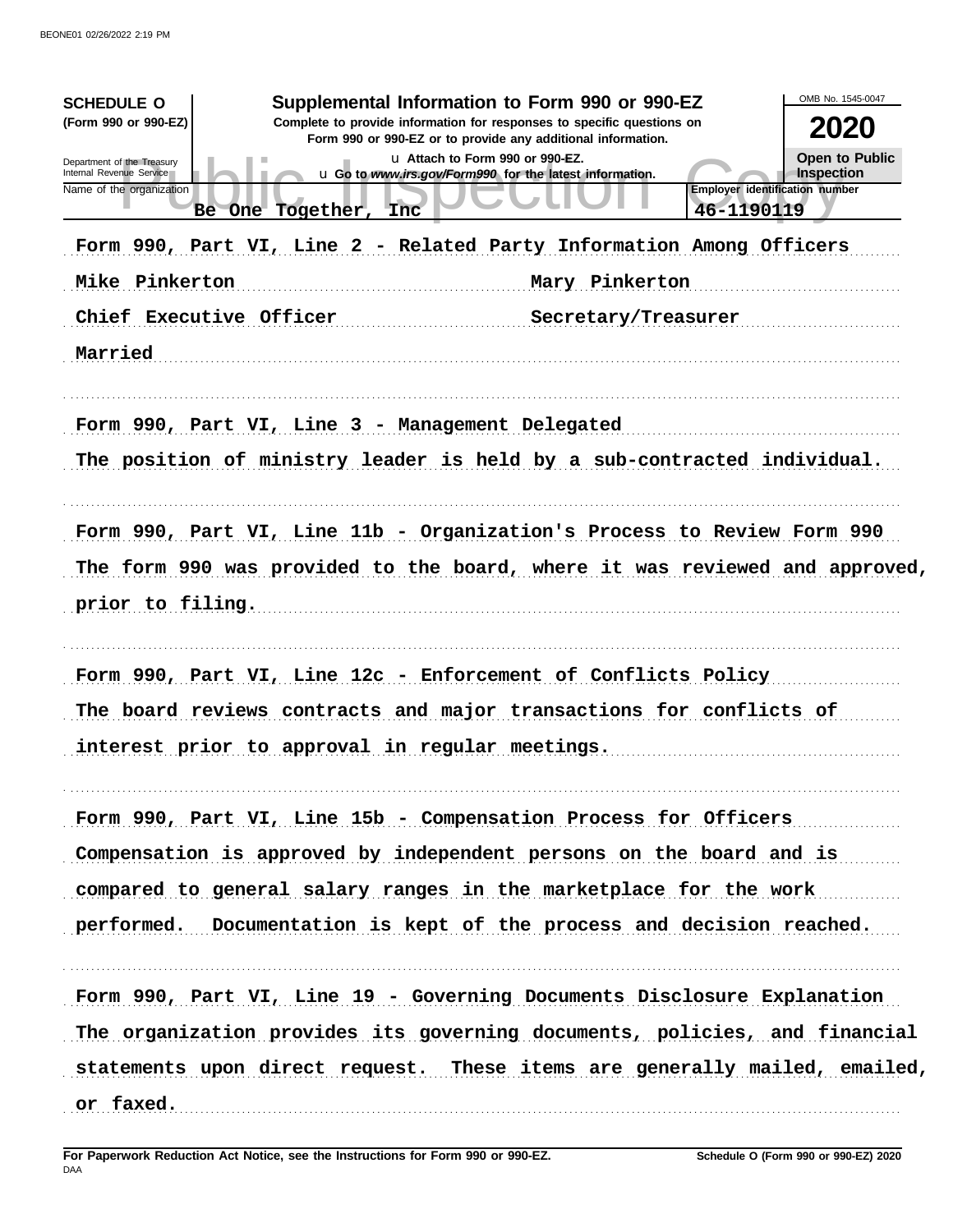**SCHEDULE O**
**(Form 990 or 990-EZ)**

Department of the Treasury
Internal Revenue Service

# Supplemental Information to Form 990 or 990-EZ

**Complete to provide information for responses to specific questions on Form 990 or 990-EZ or to provide any additional information.**

u Attach to Form 990 or 990-EZ.
u Go to *www.irs.gov/Form990* for the latest information.

OMB No. 1545-0047

**2020**

**Open to Public Inspection**

| Name of the organization | Employer identification number |
|---|---|
| Be One Together, Inc | 46-1190119 |

Form 990, Part VI, Line 2 - Related Party Information Among Officers

| | |
|---|---|
| Mike Pinkerton | Mary Pinkerton |
| Chief Executive Officer | Secretary/Treasurer |

Married

Form 990, Part VI, Line 3 - Management Delegated

The position of ministry leader is held by a sub-contracted individual.

Form 990, Part VI, Line 11b - Organization's Process to Review Form 990

The form 990 was provided to the board, where it was reviewed and approved, prior to filing.

Form 990, Part VI, Line 12c - Enforcement of Conflicts Policy

The board reviews contracts and major transactions for conflicts of interest prior to approval in regular meetings.

Form 990, Part VI, Line 15b - Compensation Process for Officers

Compensation is approved by independent persons on the board and is compared to general salary ranges in the marketplace for the work performed. Documentation is kept of the process and decision reached.

Form 990, Part VI, Line 19 - Governing Documents Disclosure Explanation

The organization provides its governing documents, policies, and financial statements upon direct request. These items are generally mailed, emailed, or faxed.

**For Paperwork Reduction Act Notice, see the Instructions for Form 990 or 990-EZ.**
DAA

**Schedule O (Form 990 or 990-EZ) 2020**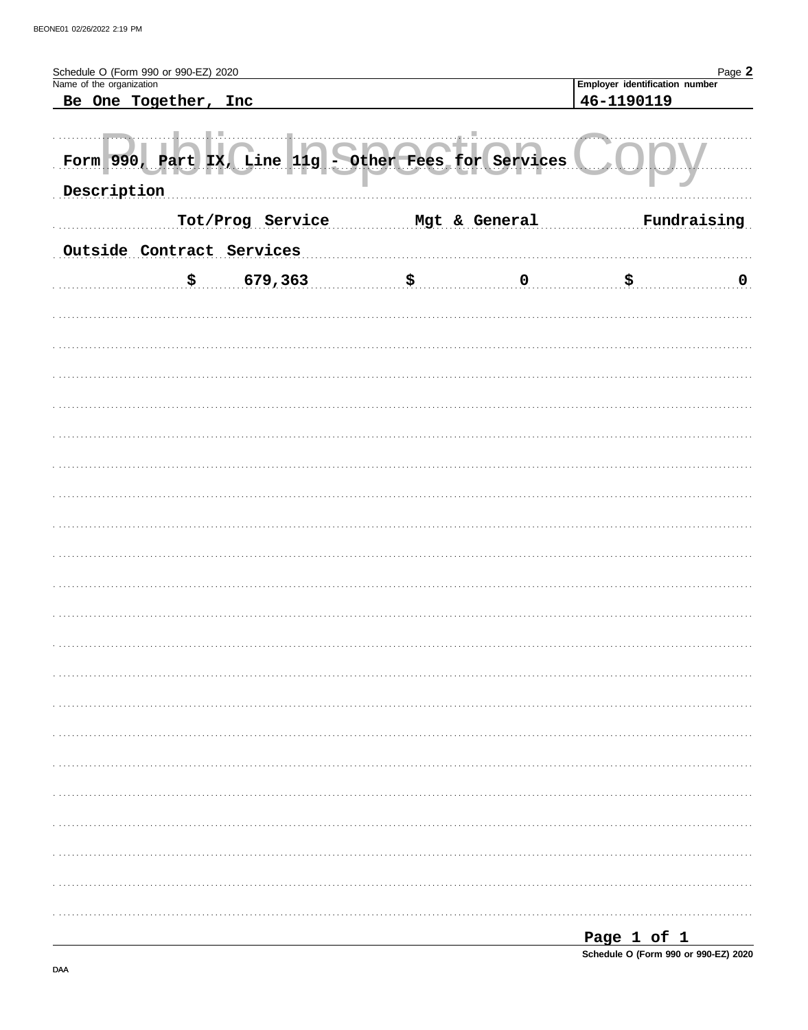Schedule O (Form 990 or 990-EZ) 2020

| Name of the organization | Employer identification number |
|---|---|
| Be One Together, Inc | 46-1190119 |

Public Inspection Copy

Form 990, Part IX, Line 11g - Other Fees for Services

| Description | Tot/Prog Service | Mgt & General | Fundraising |
|---|---|---|---|
| Outside Contract Services | | | |
| | $ 679,363 | $ 0 | $ 0 |

Schedule O (Form 990 or 990-EZ) 2020